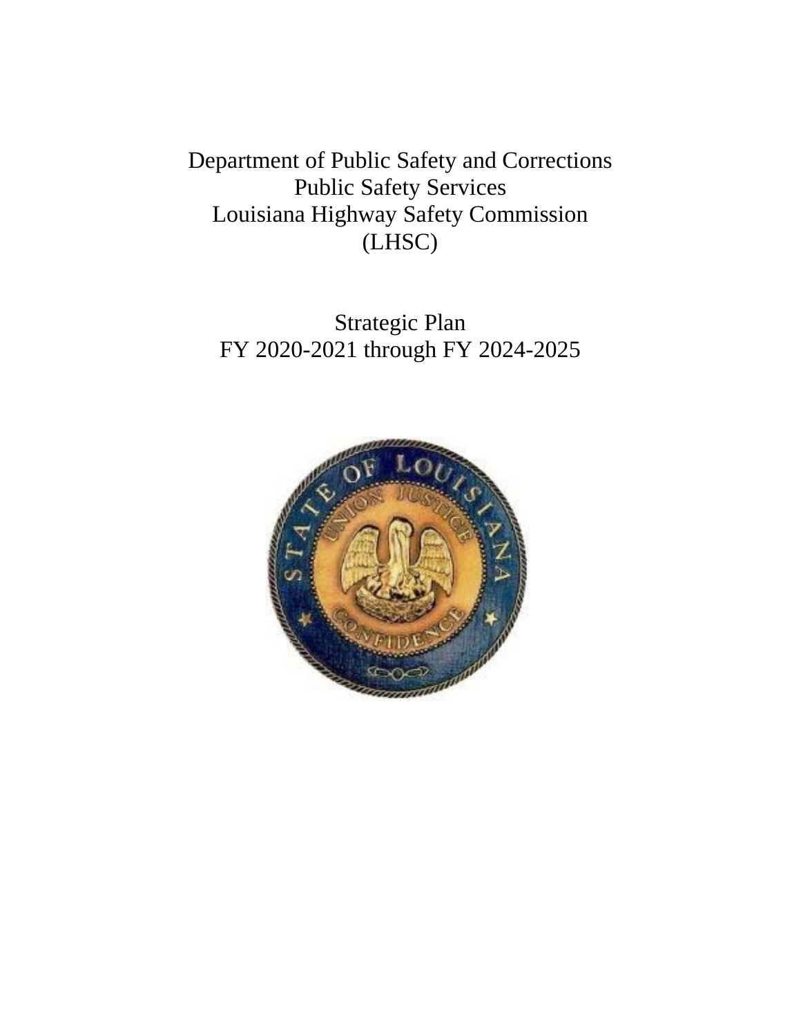# Department of Public Safety and Corrections
# Public Safety Services
# Louisiana Highway Safety Commission
# (LHSC)

## Strategic Plan
## FY 2020-2021 through FY 2024-2025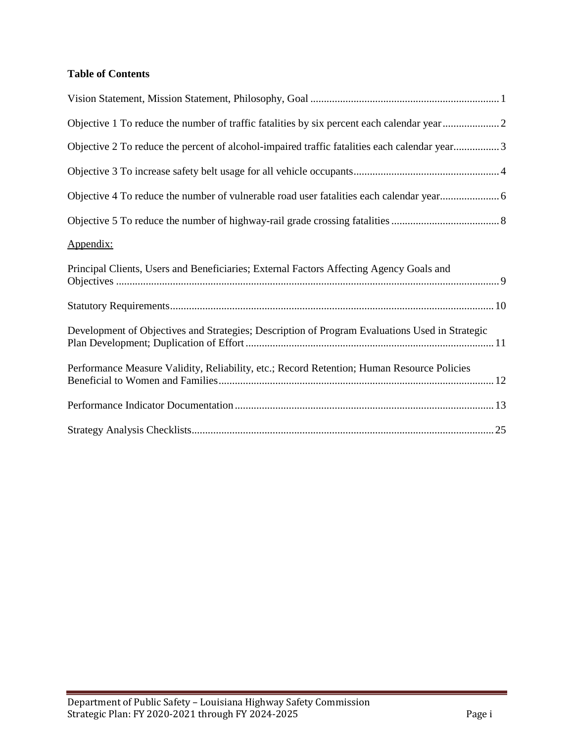**Table of Contents**

Vision Statement, Mission Statement, Philosophy, Goal ..... 1

Objective 1 To reduce the number of traffic fatalities by six percent each calendar year ..... 2

Objective 2 To reduce the percent of alcohol-impaired traffic fatalities each calendar year ..... 3

Objective 3 To increase safety belt usage for all vehicle occupants ..... 4

Objective 4 To reduce the number of vulnerable road user fatalities each calendar year ..... 6

Objective 5 To reduce the number of highway-rail grade crossing fatalities ..... 8

Appendix:

Principal Clients, Users and Beneficiaries; External Factors Affecting Agency Goals and Objectives ..... 9

Statutory Requirements ..... 10

Development of Objectives and Strategies; Description of Program Evaluations Used in Strategic Plan Development; Duplication of Effort ..... 11

Performance Measure Validity, Reliability, etc.; Record Retention; Human Resource Policies Beneficial to Women and Families ..... 12

Performance Indicator Documentation ..... 13

Strategy Analysis Checklists ..... 25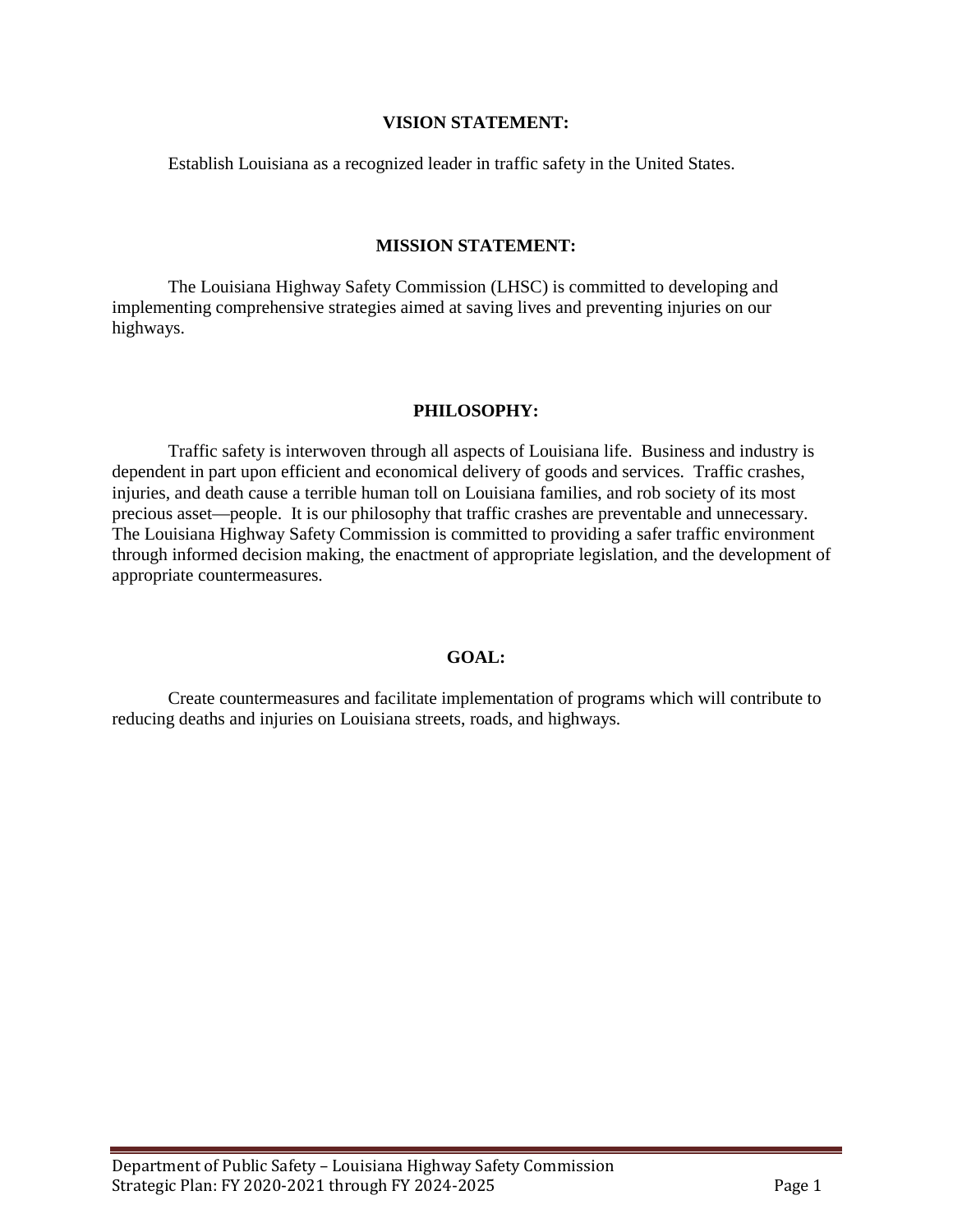## VISION STATEMENT:

Establish Louisiana as a recognized leader in traffic safety in the United States.

## MISSION STATEMENT:

The Louisiana Highway Safety Commission (LHSC) is committed to developing and implementing comprehensive strategies aimed at saving lives and preventing injuries on our highways.

## PHILOSOPHY:

Traffic safety is interwoven through all aspects of Louisiana life. Business and industry is dependent in part upon efficient and economical delivery of goods and services. Traffic crashes, injuries, and death cause a terrible human toll on Louisiana families, and rob society of its most precious asset—people. It is our philosophy that traffic crashes are preventable and unnecessary. The Louisiana Highway Safety Commission is committed to providing a safer traffic environment through informed decision making, the enactment of appropriate legislation, and the development of appropriate countermeasures.

## GOAL:

Create countermeasures and facilitate implementation of programs which will contribute to reducing deaths and injuries on Louisiana streets, roads, and highways.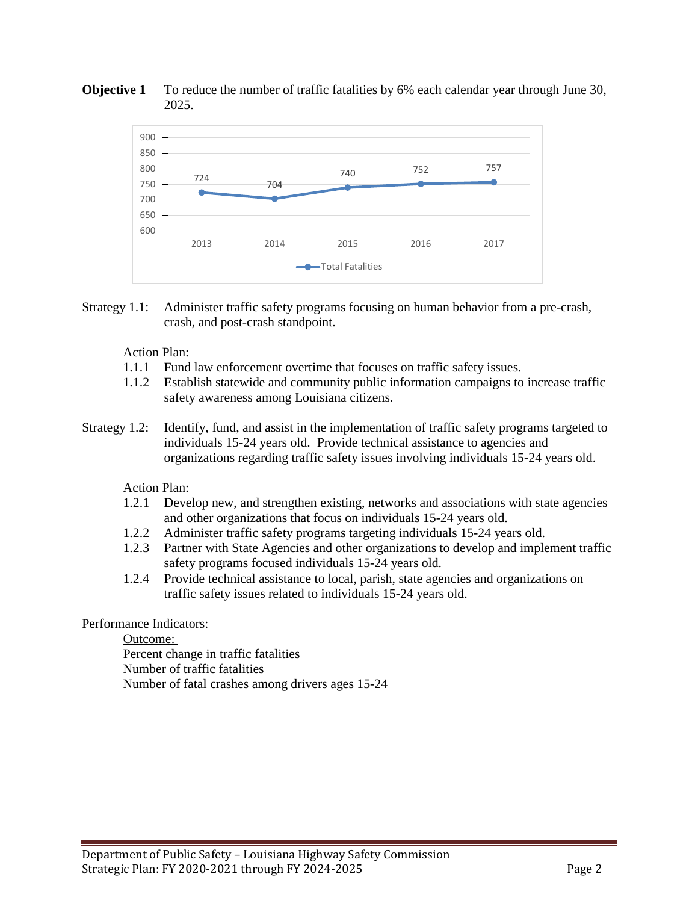**Objective 1** To reduce the number of traffic fatalities by 6% each calendar year through June 30, 2025.

| Year | Total Fatalities |
|---|---|
| 2013 | 724 |
| 2014 | 704 |
| 2015 | 740 |
| 2016 | 752 |
| 2017 | 757 |

Strategy 1.1: Administer traffic safety programs focusing on human behavior from a pre-crash, crash, and post-crash standpoint.

Action Plan:

1.1.1 Fund law enforcement overtime that focuses on traffic safety issues.

1.1.2 Establish statewide and community public information campaigns to increase traffic safety awareness among Louisiana citizens.

Strategy 1.2: Identify, fund, and assist in the implementation of traffic safety programs targeted to individuals 15-24 years old. Provide technical assistance to agencies and organizations regarding traffic safety issues involving individuals 15-24 years old.

Action Plan:

1.2.1 Develop new, and strengthen existing, networks and associations with state agencies and other organizations that focus on individuals 15-24 years old.

1.2.2 Administer traffic safety programs targeting individuals 15-24 years old.

1.2.3 Partner with State Agencies and other organizations to develop and implement traffic safety programs focused individuals 15-24 years old.

1.2.4 Provide technical assistance to local, parish, state agencies and organizations on traffic safety issues related to individuals 15-24 years old.

Performance Indicators:

Outcome:

Percent change in traffic fatalities

Number of traffic fatalities

Number of fatal crashes among drivers ages 15-24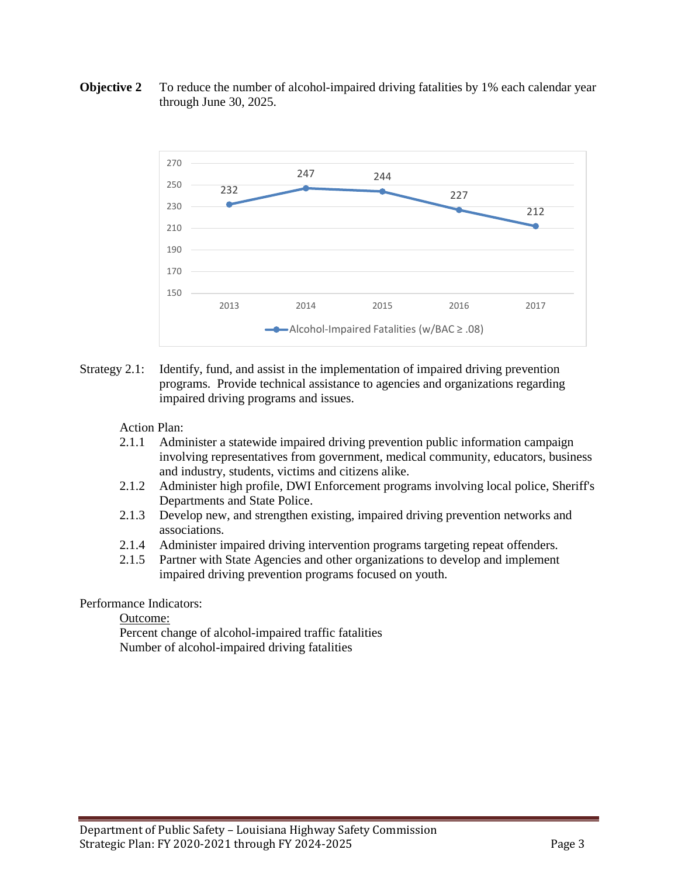**Objective 2** To reduce the number of alcohol-impaired driving fatalities by 1% each calendar year through June 30, 2025.

| Year | Alcohol-Impaired Fatalities (w/BAC ≥ .08) |
| --- | --- |
| 2013 | 232 |
| 2014 | 247 |
| 2015 | 244 |
| 2016 | 227 |
| 2017 | 212 |

Strategy 2.1: Identify, fund, and assist in the implementation of impaired driving prevention programs. Provide technical assistance to agencies and organizations regarding impaired driving programs and issues.

Action Plan:

- 2.1.1 Administer a statewide impaired driving prevention public information campaign involving representatives from government, medical community, educators, business and industry, students, victims and citizens alike.
- 2.1.2 Administer high profile, DWI Enforcement programs involving local police, Sheriff's Departments and State Police.
- 2.1.3 Develop new, and strengthen existing, impaired driving prevention networks and associations.
- 2.1.4 Administer impaired driving intervention programs targeting repeat offenders.
- 2.1.5 Partner with State Agencies and other organizations to develop and implement impaired driving prevention programs focused on youth.

Performance Indicators:

<u>Outcome:</u>

Percent change of alcohol-impaired traffic fatalities

Number of alcohol-impaired driving fatalities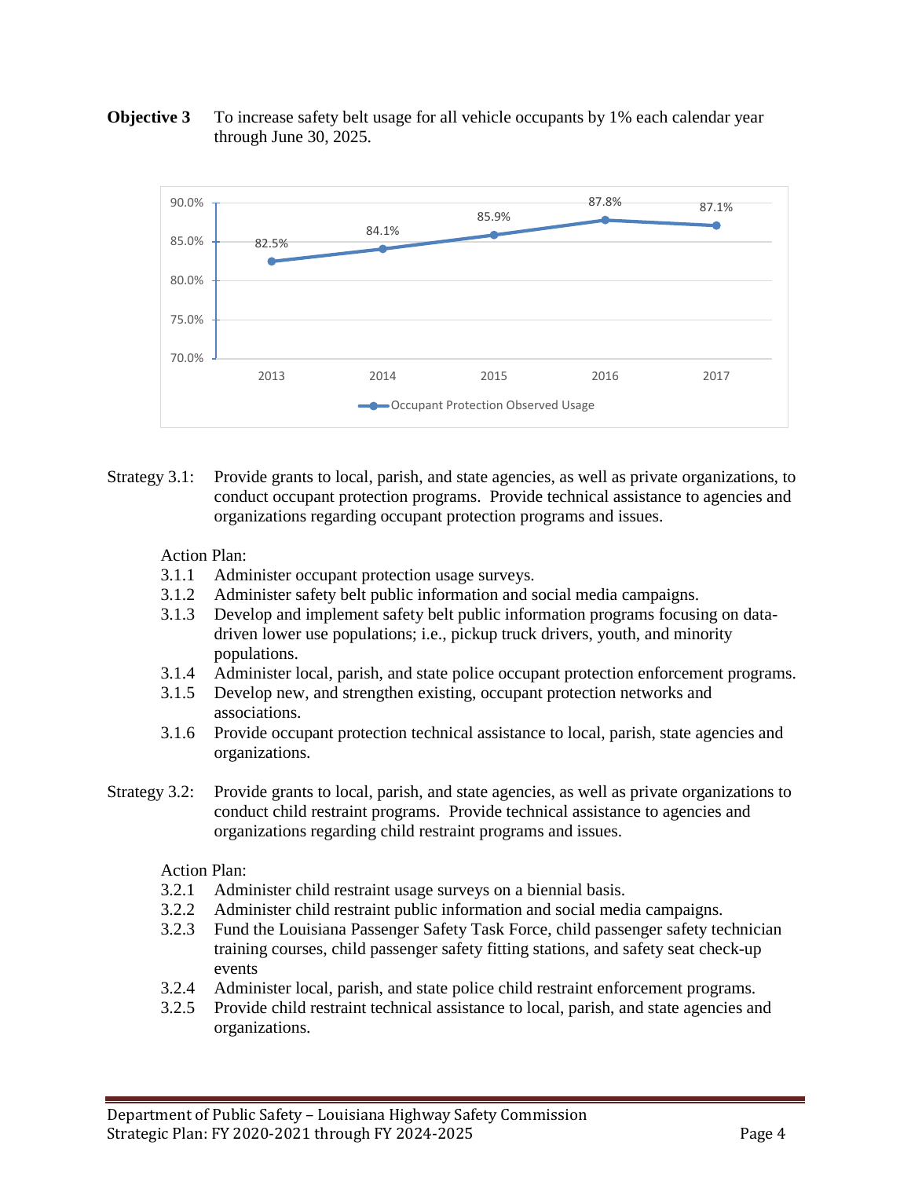**Objective 3** To increase safety belt usage for all vehicle occupants by 1% each calendar year through June 30, 2025.

| Year | Occupant Protection Observed Usage |
|---|---|
| 2013 | 82.5% |
| 2014 | 84.1% |
| 2015 | 85.9% |
| 2016 | 87.8% |
| 2017 | 87.1% |

Strategy 3.1: Provide grants to local, parish, and state agencies, as well as private organizations, to conduct occupant protection programs. Provide technical assistance to agencies and organizations regarding occupant protection programs and issues.

Action Plan:

- 3.1.1 Administer occupant protection usage surveys.
- 3.1.2 Administer safety belt public information and social media campaigns.
- 3.1.3 Develop and implement safety belt public information programs focusing on data-driven lower use populations; i.e., pickup truck drivers, youth, and minority populations.
- 3.1.4 Administer local, parish, and state police occupant protection enforcement programs.
- 3.1.5 Develop new, and strengthen existing, occupant protection networks and associations.
- 3.1.6 Provide occupant protection technical assistance to local, parish, state agencies and organizations.

Strategy 3.2: Provide grants to local, parish, and state agencies, as well as private organizations to conduct child restraint programs. Provide technical assistance to agencies and organizations regarding child restraint programs and issues.

Action Plan:

- 3.2.1 Administer child restraint usage surveys on a biennial basis.
- 3.2.2 Administer child restraint public information and social media campaigns.
- 3.2.3 Fund the Louisiana Passenger Safety Task Force, child passenger safety technician training courses, child passenger safety fitting stations, and safety seat check-up events
- 3.2.4 Administer local, parish, and state police child restraint enforcement programs.
- 3.2.5 Provide child restraint technical assistance to local, parish, and state agencies and organizations.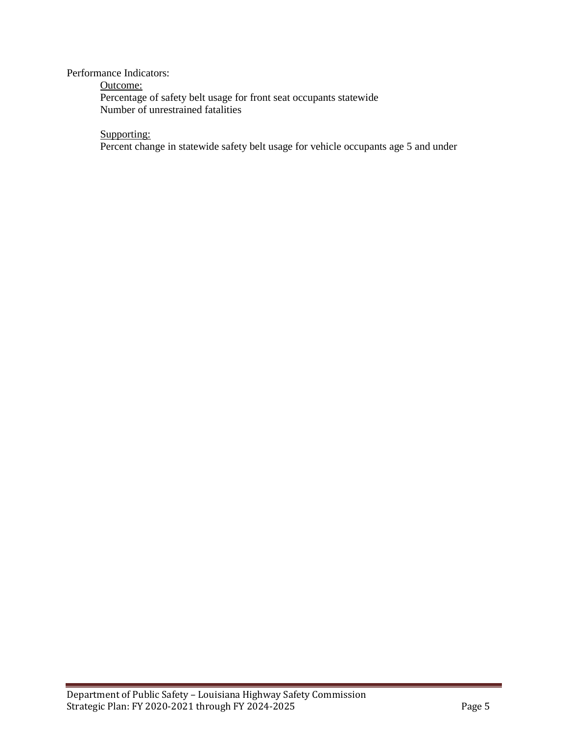Performance Indicators:

Outcome:

Percentage of safety belt usage for front seat occupants statewide

Number of unrestrained fatalities

Supporting:

Percent change in statewide safety belt usage for vehicle occupants age 5 and under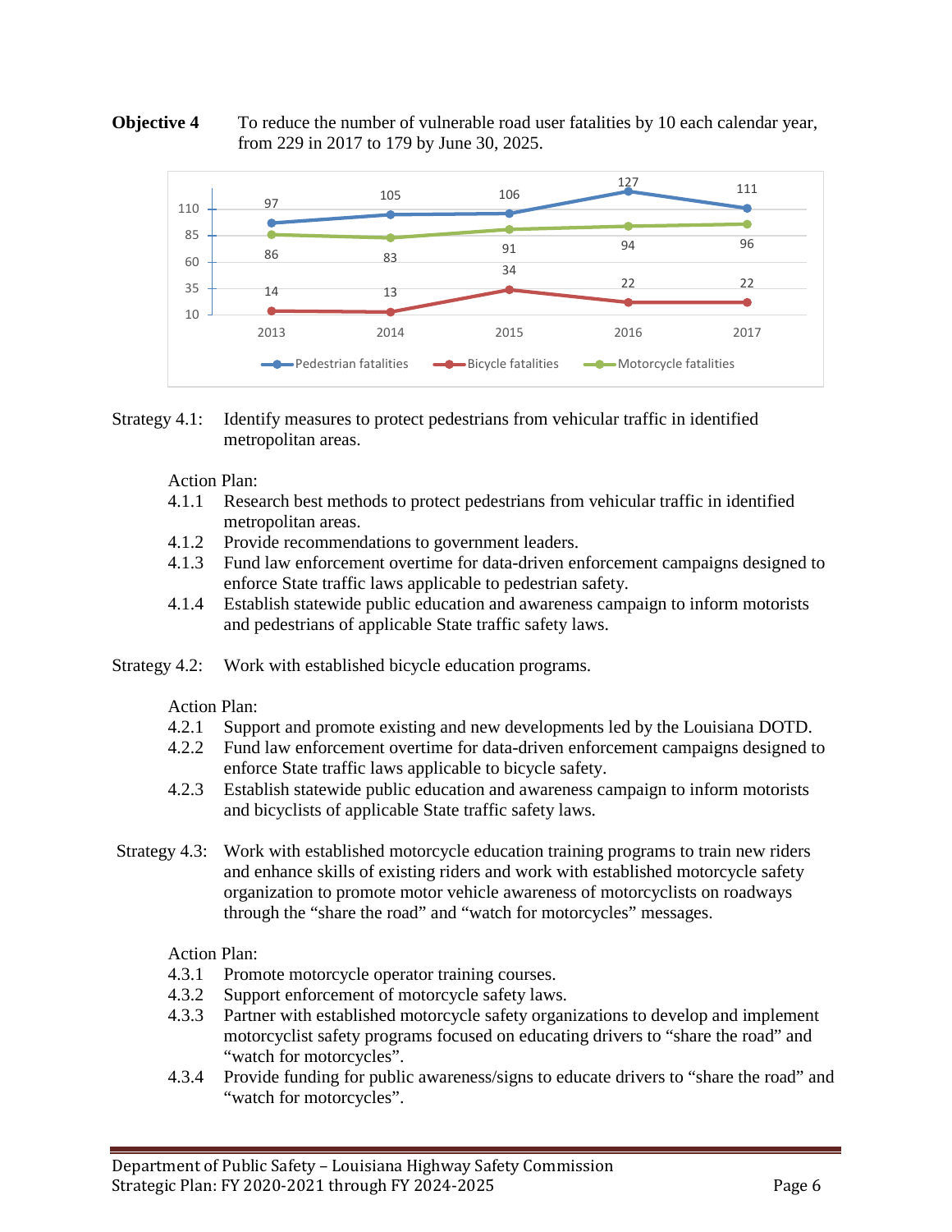**Objective 4** To reduce the number of vulnerable road user fatalities by 10 each calendar year, from 229 in 2017 to 179 by June 30, 2025.

| | 2013 | 2014 | 2015 | 2016 | 2017 |
|---|---|---|---|---|---|
| Pedestrian fatalities | 97 | 105 | 106 | 127 | 111 |
| Bicycle fatalities | 14 | 13 | 34 | 22 | 22 |
| Motorcycle fatalities | 86 | 83 | 91 | 94 | 96 |

Strategy 4.1: Identify measures to protect pedestrians from vehicular traffic in identified metropolitan areas.

Action Plan:

- 4.1.1 Research best methods to protect pedestrians from vehicular traffic in identified metropolitan areas.
- 4.1.2 Provide recommendations to government leaders.
- 4.1.3 Fund law enforcement overtime for data-driven enforcement campaigns designed to enforce State traffic laws applicable to pedestrian safety.
- 4.1.4 Establish statewide public education and awareness campaign to inform motorists and pedestrians of applicable State traffic safety laws.

Strategy 4.2: Work with established bicycle education programs.

Action Plan:

- 4.2.1 Support and promote existing and new developments led by the Louisiana DOTD.
- 4.2.2 Fund law enforcement overtime for data-driven enforcement campaigns designed to enforce State traffic laws applicable to bicycle safety.
- 4.2.3 Establish statewide public education and awareness campaign to inform motorists and bicyclists of applicable State traffic safety laws.

Strategy 4.3: Work with established motorcycle education training programs to train new riders and enhance skills of existing riders and work with established motorcycle safety organization to promote motor vehicle awareness of motorcyclists on roadways through the "share the road" and "watch for motorcycles" messages.

Action Plan:

- 4.3.1 Promote motorcycle operator training courses.
- 4.3.2 Support enforcement of motorcycle safety laws.
- 4.3.3 Partner with established motorcycle safety organizations to develop and implement motorcyclist safety programs focused on educating drivers to "share the road" and "watch for motorcycles".
- 4.3.4 Provide funding for public awareness/signs to educate drivers to "share the road" and "watch for motorcycles".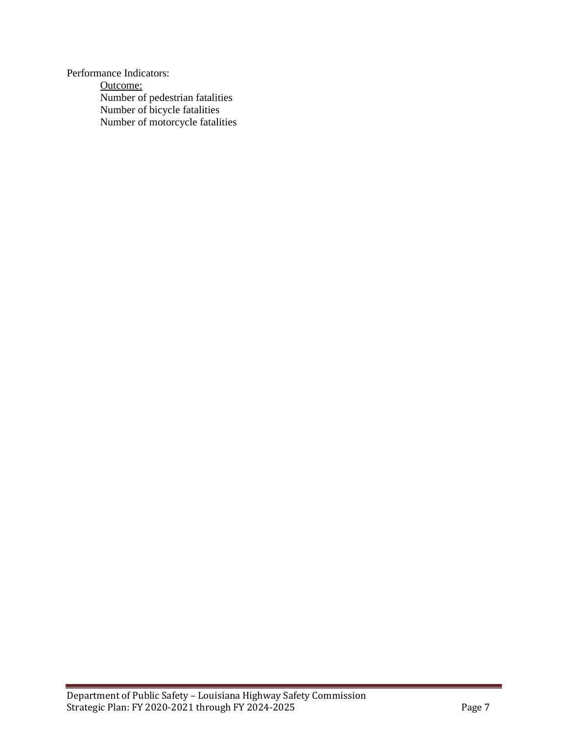Performance Indicators:

<u>Outcome:</u>

Number of pedestrian fatalities
Number of bicycle fatalities
Number of motorcycle fatalities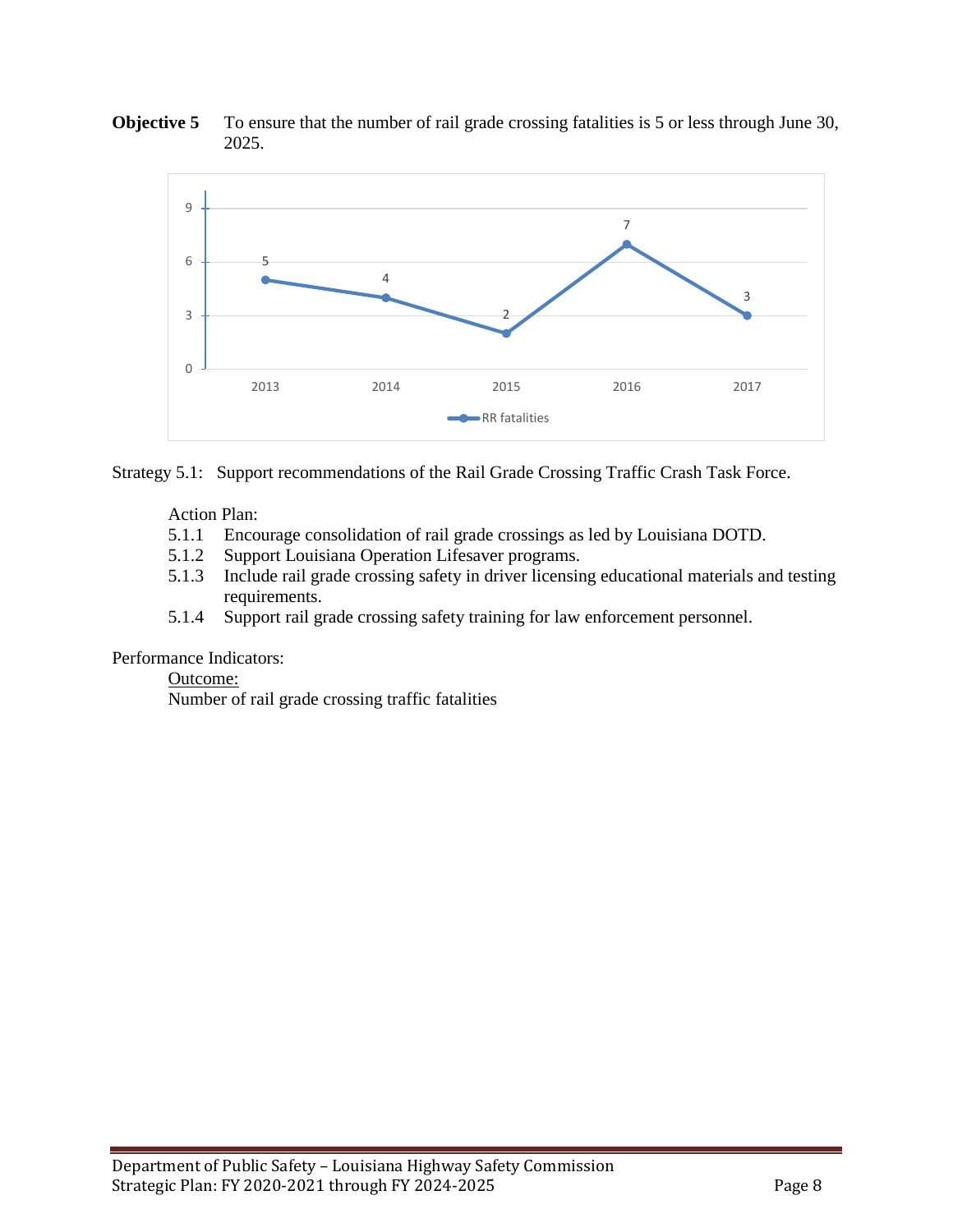**Objective 5** To ensure that the number of rail grade crossing fatalities is 5 or less through June 30, 2025.

| Year | RR fatalities |
|---|---|
| 2013 | 5 |
| 2014 | 4 |
| 2015 | 2 |
| 2016 | 7 |
| 2017 | 3 |

Strategy 5.1: Support recommendations of the Rail Grade Crossing Traffic Crash Task Force.

Action Plan:

5.1.1 Encourage consolidation of rail grade crossings as led by Louisiana DOTD.
5.1.2 Support Louisiana Operation Lifesaver programs.
5.1.3 Include rail grade crossing safety in driver licensing educational materials and testing requirements.
5.1.4 Support rail grade crossing safety training for law enforcement personnel.

Performance Indicators:

Outcome:

Number of rail grade crossing traffic fatalities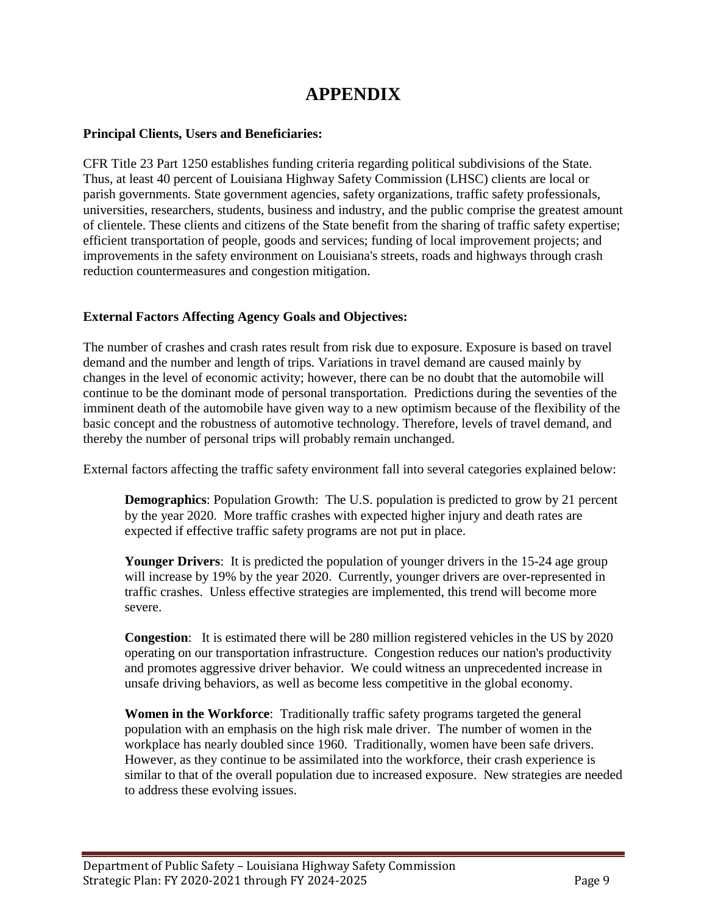# APPENDIX

**Principal Clients, Users and Beneficiaries:**

CFR Title 23 Part 1250 establishes funding criteria regarding political subdivisions of the State. Thus, at least 40 percent of Louisiana Highway Safety Commission (LHSC) clients are local or parish governments. State government agencies, safety organizations, traffic safety professionals, universities, researchers, students, business and industry, and the public comprise the greatest amount of clientele. These clients and citizens of the State benefit from the sharing of traffic safety expertise; efficient transportation of people, goods and services; funding of local improvement projects; and improvements in the safety environment on Louisiana's streets, roads and highways through crash reduction countermeasures and congestion mitigation.

**External Factors Affecting Agency Goals and Objectives:**

The number of crashes and crash rates result from risk due to exposure. Exposure is based on travel demand and the number and length of trips. Variations in travel demand are caused mainly by changes in the level of economic activity; however, there can be no doubt that the automobile will continue to be the dominant mode of personal transportation. Predictions during the seventies of the imminent death of the automobile have given way to a new optimism because of the flexibility of the basic concept and the robustness of automotive technology. Therefore, levels of travel demand, and thereby the number of personal trips will probably remain unchanged.

External factors affecting the traffic safety environment fall into several categories explained below:

> **Demographics**: Population Growth: The U.S. population is predicted to grow by 21 percent by the year 2020. More traffic crashes with expected higher injury and death rates are expected if effective traffic safety programs are not put in place.
>
> **Younger Drivers**: It is predicted the population of younger drivers in the 15-24 age group will increase by 19% by the year 2020. Currently, younger drivers are over-represented in traffic crashes. Unless effective strategies are implemented, this trend will become more severe.
>
> **Congestion**: It is estimated there will be 280 million registered vehicles in the US by 2020 operating on our transportation infrastructure. Congestion reduces our nation's productivity and promotes aggressive driver behavior. We could witness an unprecedented increase in unsafe driving behaviors, as well as become less competitive in the global economy.
>
> **Women in the Workforce**: Traditionally traffic safety programs targeted the general population with an emphasis on the high risk male driver. The number of women in the workplace has nearly doubled since 1960. Traditionally, women have been safe drivers. However, as they continue to be assimilated into the workforce, their crash experience is similar to that of the overall population due to increased exposure. New strategies are needed to address these evolving issues.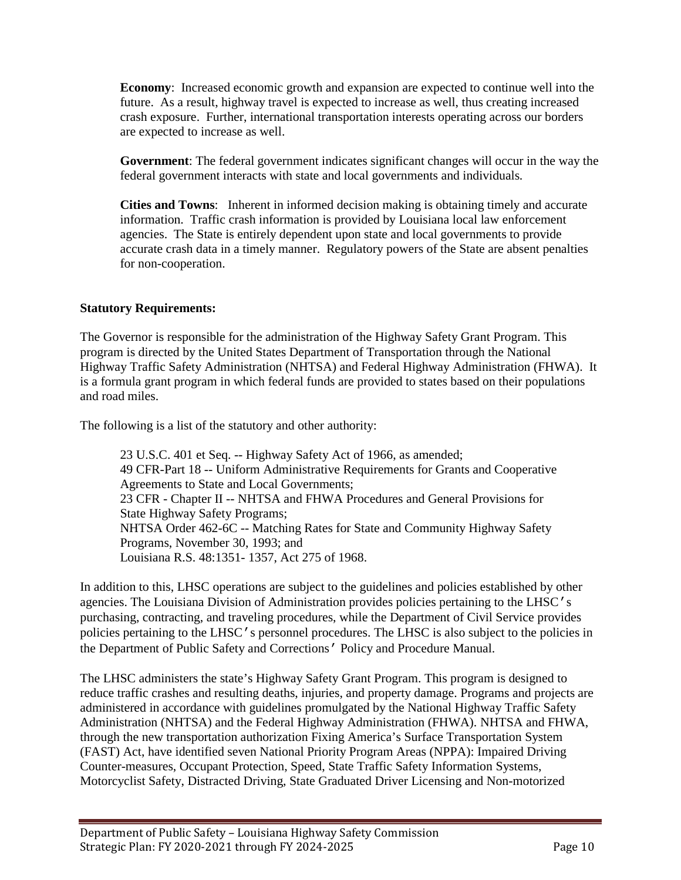**Economy**: Increased economic growth and expansion are expected to continue well into the future. As a result, highway travel is expected to increase as well, thus creating increased crash exposure. Further, international transportation interests operating across our borders are expected to increase as well.

**Government**: The federal government indicates significant changes will occur in the way the federal government interacts with state and local governments and individuals.

**Cities and Towns**: Inherent in informed decision making is obtaining timely and accurate information. Traffic crash information is provided by Louisiana local law enforcement agencies. The State is entirely dependent upon state and local governments to provide accurate crash data in a timely manner. Regulatory powers of the State are absent penalties for non-cooperation.

**Statutory Requirements:**

The Governor is responsible for the administration of the Highway Safety Grant Program. This program is directed by the United States Department of Transportation through the National Highway Traffic Safety Administration (NHTSA) and Federal Highway Administration (FHWA). It is a formula grant program in which federal funds are provided to states based on their populations and road miles.

The following is a list of the statutory and other authority:

23 U.S.C. 401 et Seq. -- Highway Safety Act of 1966, as amended;
49 CFR-Part 18 -- Uniform Administrative Requirements for Grants and Cooperative Agreements to State and Local Governments;
23 CFR - Chapter II -- NHTSA and FHWA Procedures and General Provisions for State Highway Safety Programs;
NHTSA Order 462-6C -- Matching Rates for State and Community Highway Safety Programs, November 30, 1993; and
Louisiana R.S. 48:1351- 1357, Act 275 of 1968.

In addition to this, LHSC operations are subject to the guidelines and policies established by other agencies. The Louisiana Division of Administration provides policies pertaining to the LHSC's purchasing, contracting, and traveling procedures, while the Department of Civil Service provides policies pertaining to the LHSC's personnel procedures. The LHSC is also subject to the policies in the Department of Public Safety and Corrections' Policy and Procedure Manual.

The LHSC administers the state's Highway Safety Grant Program. This program is designed to reduce traffic crashes and resulting deaths, injuries, and property damage. Programs and projects are administered in accordance with guidelines promulgated by the National Highway Traffic Safety Administration (NHTSA) and the Federal Highway Administration (FHWA). NHTSA and FHWA, through the new transportation authorization Fixing America's Surface Transportation System (FAST) Act, have identified seven National Priority Program Areas (NPPA): Impaired Driving Counter-measures, Occupant Protection, Speed, State Traffic Safety Information Systems, Motorcyclist Safety, Distracted Driving, State Graduated Driver Licensing and Non-motorized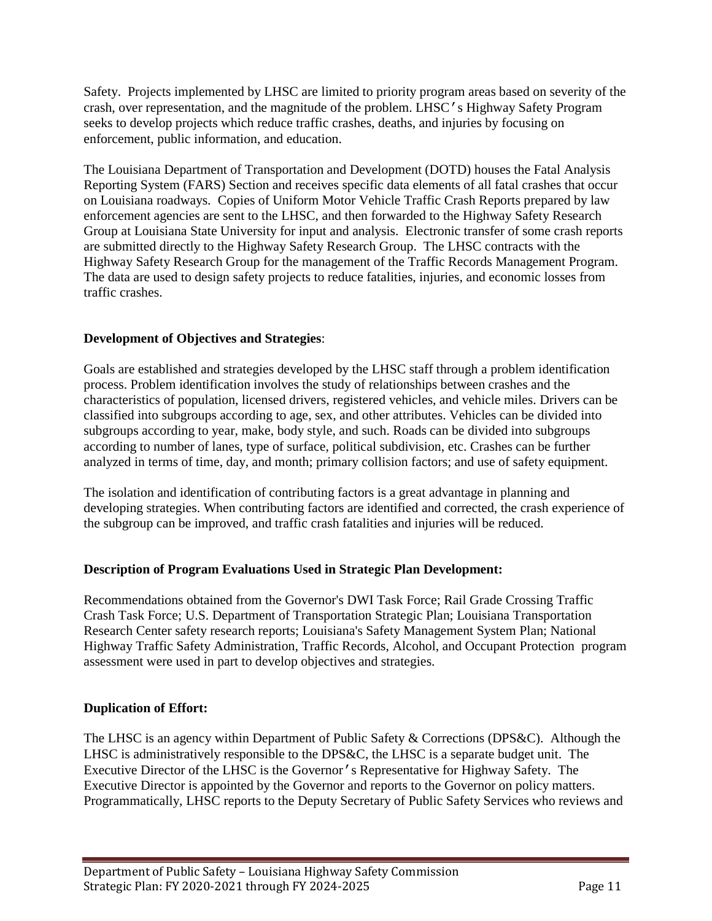Safety. Projects implemented by LHSC are limited to priority program areas based on severity of the crash, over representation, and the magnitude of the problem. LHSC's Highway Safety Program seeks to develop projects which reduce traffic crashes, deaths, and injuries by focusing on enforcement, public information, and education.

The Louisiana Department of Transportation and Development (DOTD) houses the Fatal Analysis Reporting System (FARS) Section and receives specific data elements of all fatal crashes that occur on Louisiana roadways. Copies of Uniform Motor Vehicle Traffic Crash Reports prepared by law enforcement agencies are sent to the LHSC, and then forwarded to the Highway Safety Research Group at Louisiana State University for input and analysis. Electronic transfer of some crash reports are submitted directly to the Highway Safety Research Group. The LHSC contracts with the Highway Safety Research Group for the management of the Traffic Records Management Program. The data are used to design safety projects to reduce fatalities, injuries, and economic losses from traffic crashes.

**Development of Objectives and Strategies**:

Goals are established and strategies developed by the LHSC staff through a problem identification process. Problem identification involves the study of relationships between crashes and the characteristics of population, licensed drivers, registered vehicles, and vehicle miles. Drivers can be classified into subgroups according to age, sex, and other attributes. Vehicles can be divided into subgroups according to year, make, body style, and such. Roads can be divided into subgroups according to number of lanes, type of surface, political subdivision, etc. Crashes can be further analyzed in terms of time, day, and month; primary collision factors; and use of safety equipment.

The isolation and identification of contributing factors is a great advantage in planning and developing strategies. When contributing factors are identified and corrected, the crash experience of the subgroup can be improved, and traffic crash fatalities and injuries will be reduced.

**Description of Program Evaluations Used in Strategic Plan Development:**

Recommendations obtained from the Governor's DWI Task Force; Rail Grade Crossing Traffic Crash Task Force; U.S. Department of Transportation Strategic Plan; Louisiana Transportation Research Center safety research reports; Louisiana's Safety Management System Plan; National Highway Traffic Safety Administration, Traffic Records, Alcohol, and Occupant Protection program assessment were used in part to develop objectives and strategies.

**Duplication of Effort:**

The LHSC is an agency within Department of Public Safety & Corrections (DPS&C). Although the LHSC is administratively responsible to the DPS&C, the LHSC is a separate budget unit. The Executive Director of the LHSC is the Governor's Representative for Highway Safety. The Executive Director is appointed by the Governor and reports to the Governor on policy matters. Programmatically, LHSC reports to the Deputy Secretary of Public Safety Services who reviews and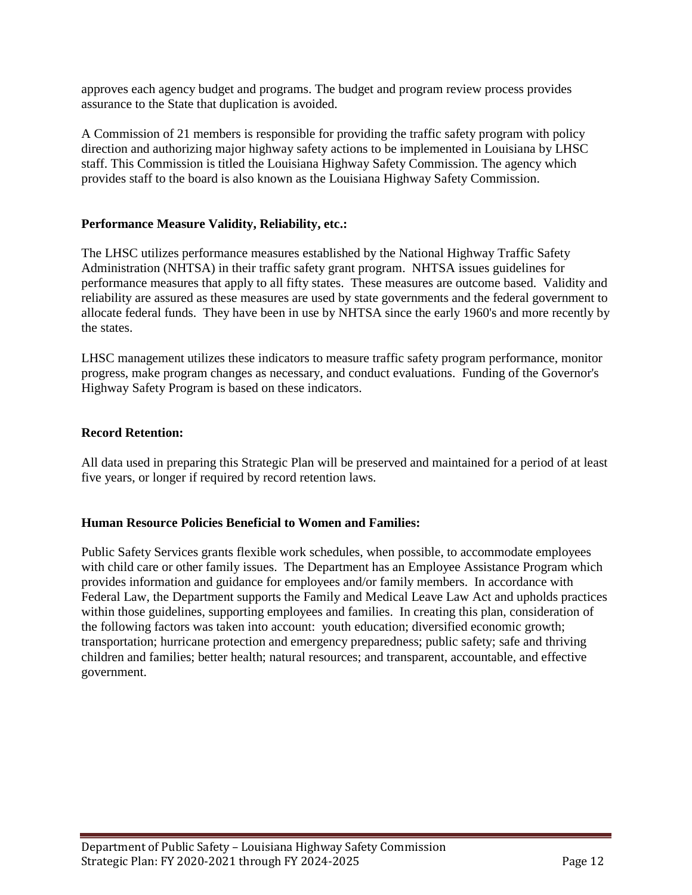approves each agency budget and programs. The budget and program review process provides assurance to the State that duplication is avoided.

A Commission of 21 members is responsible for providing the traffic safety program with policy direction and authorizing major highway safety actions to be implemented in Louisiana by LHSC staff. This Commission is titled the Louisiana Highway Safety Commission. The agency which provides staff to the board is also known as the Louisiana Highway Safety Commission.

**Performance Measure Validity, Reliability, etc.:**

The LHSC utilizes performance measures established by the National Highway Traffic Safety Administration (NHTSA) in their traffic safety grant program. NHTSA issues guidelines for performance measures that apply to all fifty states. These measures are outcome based. Validity and reliability are assured as these measures are used by state governments and the federal government to allocate federal funds. They have been in use by NHTSA since the early 1960's and more recently by the states.

LHSC management utilizes these indicators to measure traffic safety program performance, monitor progress, make program changes as necessary, and conduct evaluations. Funding of the Governor's Highway Safety Program is based on these indicators.

**Record Retention:**

All data used in preparing this Strategic Plan will be preserved and maintained for a period of at least five years, or longer if required by record retention laws.

**Human Resource Policies Beneficial to Women and Families:**

Public Safety Services grants flexible work schedules, when possible, to accommodate employees with child care or other family issues. The Department has an Employee Assistance Program which provides information and guidance for employees and/or family members. In accordance with Federal Law, the Department supports the Family and Medical Leave Law Act and upholds practices within those guidelines, supporting employees and families. In creating this plan, consideration of the following factors was taken into account: youth education; diversified economic growth; transportation; hurricane protection and emergency preparedness; public safety; safe and thriving children and families; better health; natural resources; and transparent, accountable, and effective government.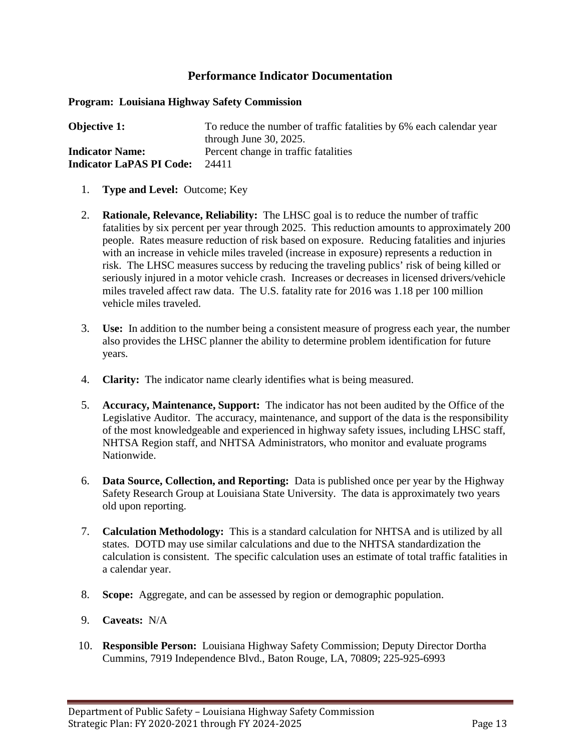## Performance Indicator Documentation

**Program: Louisiana Highway Safety Commission**

**Objective 1:** To reduce the number of traffic fatalities by 6% each calendar year through June 30, 2025.
**Indicator Name:** Percent change in traffic fatalities
**Indicator LaPAS PI Code:** 24411

1. **Type and Level:** Outcome; Key

2. **Rationale, Relevance, Reliability:** The LHSC goal is to reduce the number of traffic fatalities by six percent per year through 2025. This reduction amounts to approximately 200 people. Rates measure reduction of risk based on exposure. Reducing fatalities and injuries with an increase in vehicle miles traveled (increase in exposure) represents a reduction in risk. The LHSC measures success by reducing the traveling publics' risk of being killed or seriously injured in a motor vehicle crash. Increases or decreases in licensed drivers/vehicle miles traveled affect raw data. The U.S. fatality rate for 2016 was 1.18 per 100 million vehicle miles traveled.

3. **Use:** In addition to the number being a consistent measure of progress each year, the number also provides the LHSC planner the ability to determine problem identification for future years.

4. **Clarity:** The indicator name clearly identifies what is being measured.

5. **Accuracy, Maintenance, Support:** The indicator has not been audited by the Office of the Legislative Auditor. The accuracy, maintenance, and support of the data is the responsibility of the most knowledgeable and experienced in highway safety issues, including LHSC staff, NHTSA Region staff, and NHTSA Administrators, who monitor and evaluate programs Nationwide.

6. **Data Source, Collection, and Reporting:** Data is published once per year by the Highway Safety Research Group at Louisiana State University. The data is approximately two years old upon reporting.

7. **Calculation Methodology:** This is a standard calculation for NHTSA and is utilized by all states. DOTD may use similar calculations and due to the NHTSA standardization the calculation is consistent. The specific calculation uses an estimate of total traffic fatalities in a calendar year.

8. **Scope:** Aggregate, and can be assessed by region or demographic population.

9. **Caveats:** N/A

10. **Responsible Person:** Louisiana Highway Safety Commission; Deputy Director Dortha Cummins, 7919 Independence Blvd., Baton Rouge, LA, 70809; 225-925-6993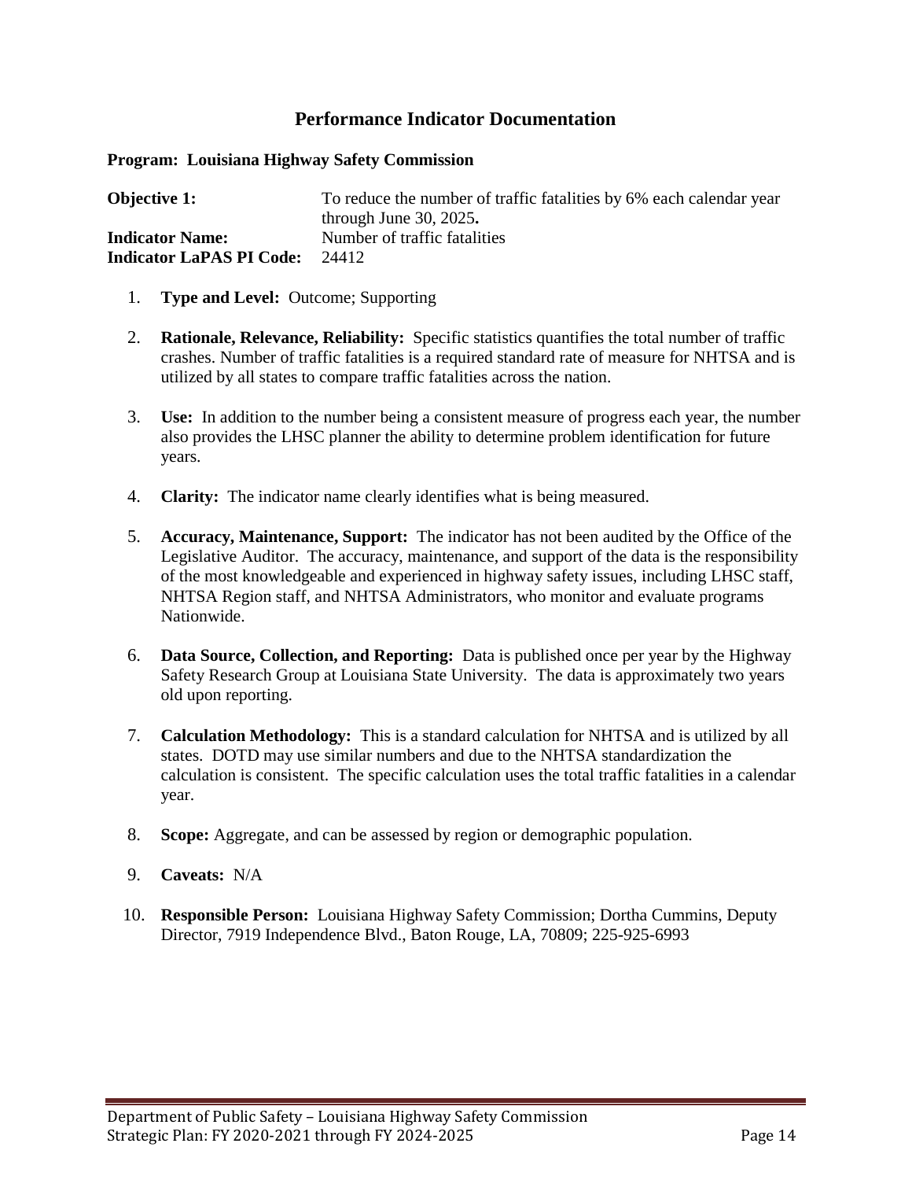## Performance Indicator Documentation

**Program: Louisiana Highway Safety Commission**

**Objective 1:** To reduce the number of traffic fatalities by 6% each calendar year through June 30, 2025**.**
**Indicator Name:** Number of traffic fatalities
**Indicator LaPAS PI Code:** 24412

1. **Type and Level:** Outcome; Supporting

2. **Rationale, Relevance, Reliability:** Specific statistics quantifies the total number of traffic crashes. Number of traffic fatalities is a required standard rate of measure for NHTSA and is utilized by all states to compare traffic fatalities across the nation.

3. **Use:** In addition to the number being a consistent measure of progress each year, the number also provides the LHSC planner the ability to determine problem identification for future years.

4. **Clarity:** The indicator name clearly identifies what is being measured.

5. **Accuracy, Maintenance, Support:** The indicator has not been audited by the Office of the Legislative Auditor. The accuracy, maintenance, and support of the data is the responsibility of the most knowledgeable and experienced in highway safety issues, including LHSC staff, NHTSA Region staff, and NHTSA Administrators, who monitor and evaluate programs Nationwide.

6. **Data Source, Collection, and Reporting:** Data is published once per year by the Highway Safety Research Group at Louisiana State University. The data is approximately two years old upon reporting.

7. **Calculation Methodology:** This is a standard calculation for NHTSA and is utilized by all states. DOTD may use similar numbers and due to the NHTSA standardization the calculation is consistent. The specific calculation uses the total traffic fatalities in a calendar year.

8. **Scope:** Aggregate, and can be assessed by region or demographic population.

9. **Caveats:** N/A

10. **Responsible Person:** Louisiana Highway Safety Commission; Dortha Cummins, Deputy Director, 7919 Independence Blvd., Baton Rouge, LA, 70809; 225-925-6993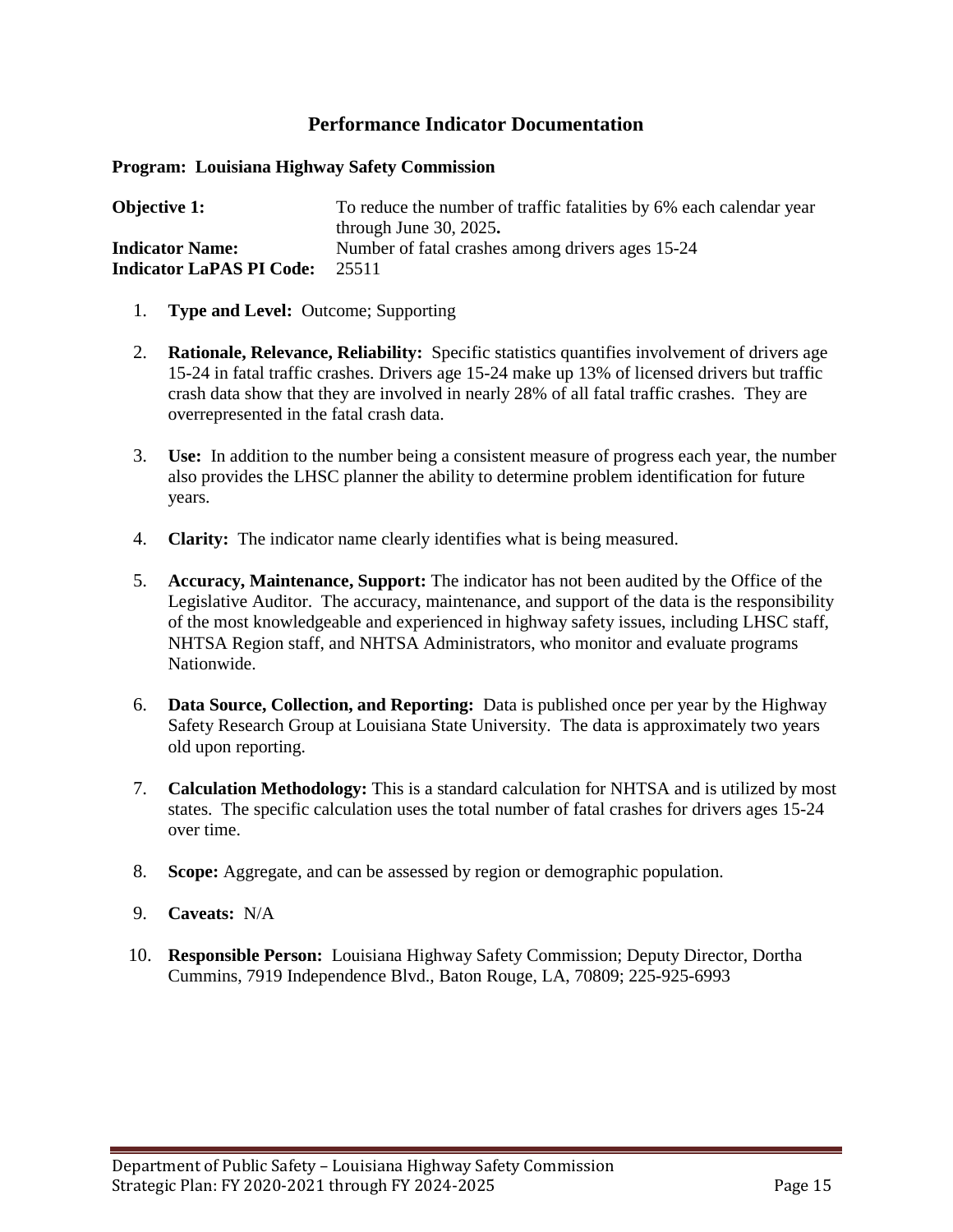## Performance Indicator Documentation

**Program: Louisiana Highway Safety Commission**

**Objective 1:** To reduce the number of traffic fatalities by 6% each calendar year through June 30, 2025**.**
**Indicator Name:** Number of fatal crashes among drivers ages 15-24
**Indicator LaPAS PI Code:** 25511

1. **Type and Level:** Outcome; Supporting

2. **Rationale, Relevance, Reliability:** Specific statistics quantifies involvement of drivers age 15-24 in fatal traffic crashes. Drivers age 15-24 make up 13% of licensed drivers but traffic crash data show that they are involved in nearly 28% of all fatal traffic crashes. They are overrepresented in the fatal crash data.

3. **Use:** In addition to the number being a consistent measure of progress each year, the number also provides the LHSC planner the ability to determine problem identification for future years.

4. **Clarity:** The indicator name clearly identifies what is being measured.

5. **Accuracy, Maintenance, Support:** The indicator has not been audited by the Office of the Legislative Auditor. The accuracy, maintenance, and support of the data is the responsibility of the most knowledgeable and experienced in highway safety issues, including LHSC staff, NHTSA Region staff, and NHTSA Administrators, who monitor and evaluate programs Nationwide.

6. **Data Source, Collection, and Reporting:** Data is published once per year by the Highway Safety Research Group at Louisiana State University. The data is approximately two years old upon reporting.

7. **Calculation Methodology:** This is a standard calculation for NHTSA and is utilized by most states. The specific calculation uses the total number of fatal crashes for drivers ages 15-24 over time.

8. **Scope:** Aggregate, and can be assessed by region or demographic population.

9. **Caveats:** N/A

10. **Responsible Person:** Louisiana Highway Safety Commission; Deputy Director, Dortha Cummins, 7919 Independence Blvd., Baton Rouge, LA, 70809; 225-925-6993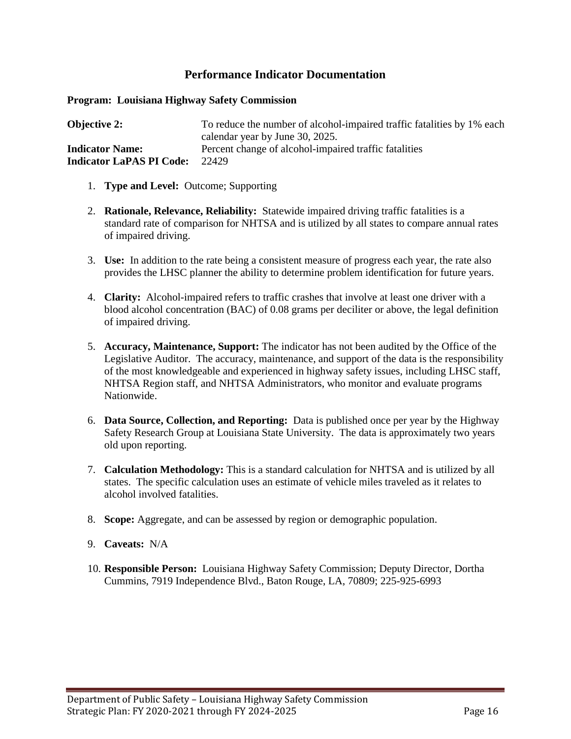## Performance Indicator Documentation

**Program: Louisiana Highway Safety Commission**

**Objective 2:** To reduce the number of alcohol-impaired traffic fatalities by 1% each calendar year by June 30, 2025.

**Indicator Name:** Percent change of alcohol-impaired traffic fatalities

**Indicator LaPAS PI Code:** 22429

1. **Type and Level:** Outcome; Supporting
2. **Rationale, Relevance, Reliability:** Statewide impaired driving traffic fatalities is a standard rate of comparison for NHTSA and is utilized by all states to compare annual rates of impaired driving.
3. **Use:** In addition to the rate being a consistent measure of progress each year, the rate also provides the LHSC planner the ability to determine problem identification for future years.
4. **Clarity:** Alcohol-impaired refers to traffic crashes that involve at least one driver with a blood alcohol concentration (BAC) of 0.08 grams per deciliter or above, the legal definition of impaired driving.
5. **Accuracy, Maintenance, Support:** The indicator has not been audited by the Office of the Legislative Auditor. The accuracy, maintenance, and support of the data is the responsibility of the most knowledgeable and experienced in highway safety issues, including LHSC staff, NHTSA Region staff, and NHTSA Administrators, who monitor and evaluate programs Nationwide.
6. **Data Source, Collection, and Reporting:** Data is published once per year by the Highway Safety Research Group at Louisiana State University. The data is approximately two years old upon reporting.
7. **Calculation Methodology:** This is a standard calculation for NHTSA and is utilized by all states. The specific calculation uses an estimate of vehicle miles traveled as it relates to alcohol involved fatalities.
8. **Scope:** Aggregate, and can be assessed by region or demographic population.
9. **Caveats:** N/A
10. **Responsible Person:** Louisiana Highway Safety Commission; Deputy Director, Dortha Cummins, 7919 Independence Blvd., Baton Rouge, LA, 70809; 225-925-6993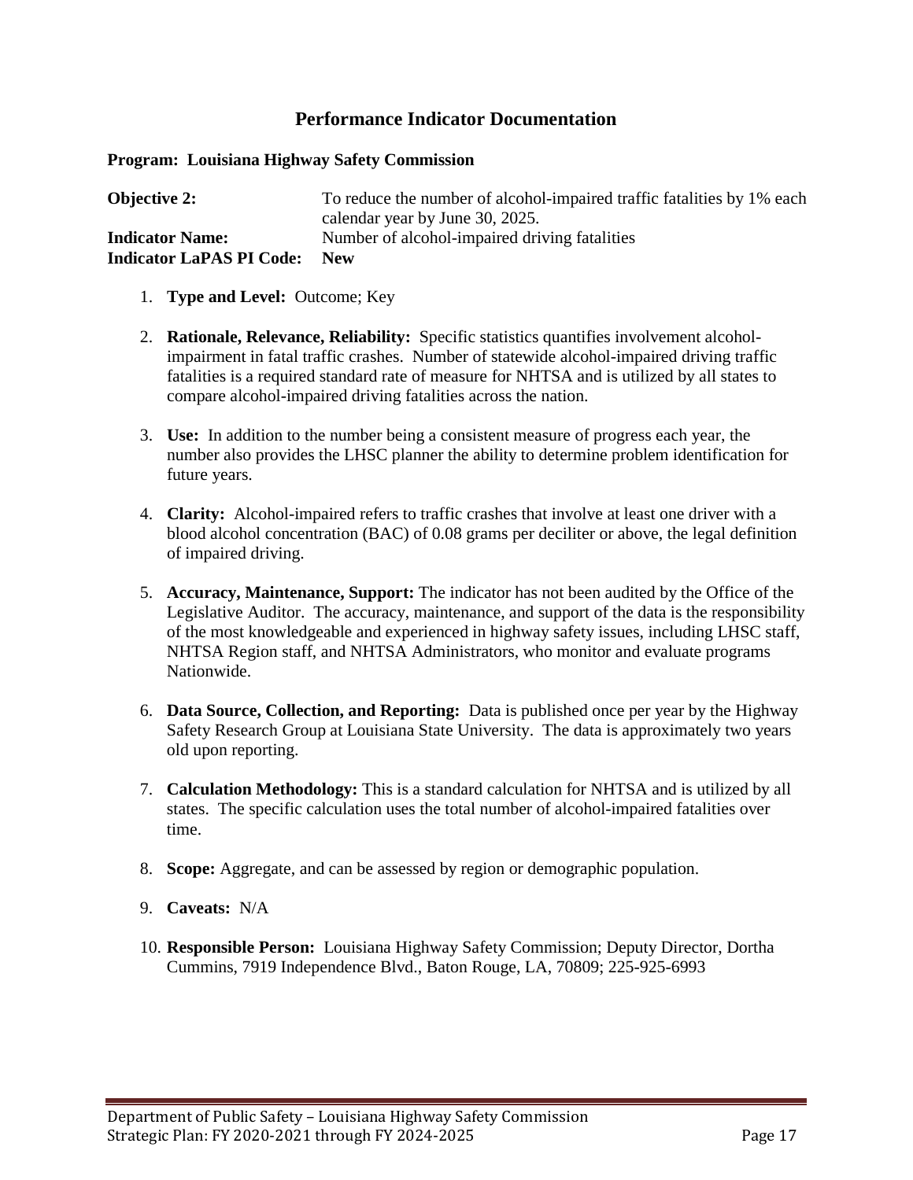## Performance Indicator Documentation

**Program: Louisiana Highway Safety Commission**

**Objective 2:** To reduce the number of alcohol-impaired traffic fatalities by 1% each calendar year by June 30, 2025.
**Indicator Name:** Number of alcohol-impaired driving fatalities
**Indicator LaPAS PI Code: New**

1. **Type and Level:** Outcome; Key

2. **Rationale, Relevance, Reliability:** Specific statistics quantifies involvement alcohol-impairment in fatal traffic crashes. Number of statewide alcohol-impaired driving traffic fatalities is a required standard rate of measure for NHTSA and is utilized by all states to compare alcohol-impaired driving fatalities across the nation.

3. **Use:** In addition to the number being a consistent measure of progress each year, the number also provides the LHSC planner the ability to determine problem identification for future years.

4. **Clarity:** Alcohol-impaired refers to traffic crashes that involve at least one driver with a blood alcohol concentration (BAC) of 0.08 grams per deciliter or above, the legal definition of impaired driving.

5. **Accuracy, Maintenance, Support:** The indicator has not been audited by the Office of the Legislative Auditor. The accuracy, maintenance, and support of the data is the responsibility of the most knowledgeable and experienced in highway safety issues, including LHSC staff, NHTSA Region staff, and NHTSA Administrators, who monitor and evaluate programs Nationwide.

6. **Data Source, Collection, and Reporting:** Data is published once per year by the Highway Safety Research Group at Louisiana State University. The data is approximately two years old upon reporting.

7. **Calculation Methodology:** This is a standard calculation for NHTSA and is utilized by all states. The specific calculation uses the total number of alcohol-impaired fatalities over time.

8. **Scope:** Aggregate, and can be assessed by region or demographic population.

9. **Caveats:** N/A

10. **Responsible Person:** Louisiana Highway Safety Commission; Deputy Director, Dortha Cummins, 7919 Independence Blvd., Baton Rouge, LA, 70809; 225-925-6993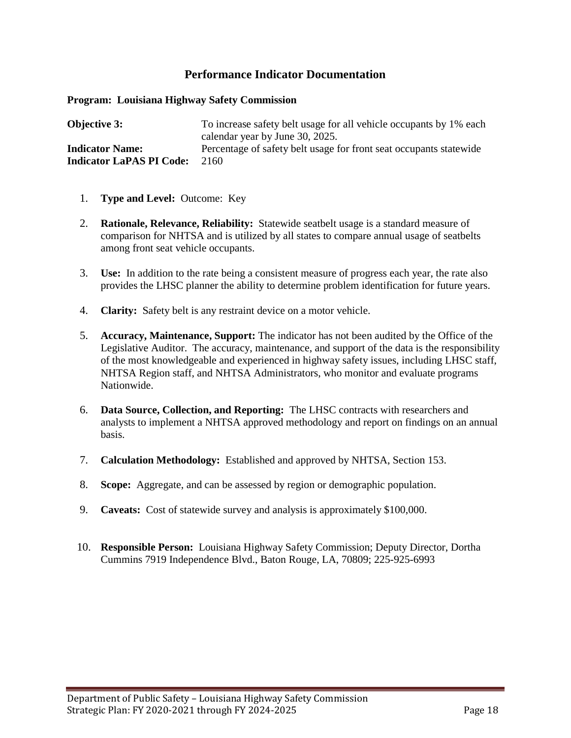## Performance Indicator Documentation

**Program: Louisiana Highway Safety Commission**

**Objective 3:** To increase safety belt usage for all vehicle occupants by 1% each calendar year by June 30, 2025.
**Indicator Name:** Percentage of safety belt usage for front seat occupants statewide
**Indicator LaPAS PI Code:** 2160

1. **Type and Level:** Outcome: Key

2. **Rationale, Relevance, Reliability:** Statewide seatbelt usage is a standard measure of comparison for NHTSA and is utilized by all states to compare annual usage of seatbelts among front seat vehicle occupants.

3. **Use:** In addition to the rate being a consistent measure of progress each year, the rate also provides the LHSC planner the ability to determine problem identification for future years.

4. **Clarity:** Safety belt is any restraint device on a motor vehicle.

5. **Accuracy, Maintenance, Support:** The indicator has not been audited by the Office of the Legislative Auditor. The accuracy, maintenance, and support of the data is the responsibility of the most knowledgeable and experienced in highway safety issues, including LHSC staff, NHTSA Region staff, and NHTSA Administrators, who monitor and evaluate programs Nationwide.

6. **Data Source, Collection, and Reporting:** The LHSC contracts with researchers and analysts to implement a NHTSA approved methodology and report on findings on an annual basis.

7. **Calculation Methodology:** Established and approved by NHTSA, Section 153.

8. **Scope:** Aggregate, and can be assessed by region or demographic population.

9. **Caveats:** Cost of statewide survey and analysis is approximately $100,000.

10. **Responsible Person:** Louisiana Highway Safety Commission; Deputy Director, Dortha Cummins 7919 Independence Blvd., Baton Rouge, LA, 70809; 225-925-6993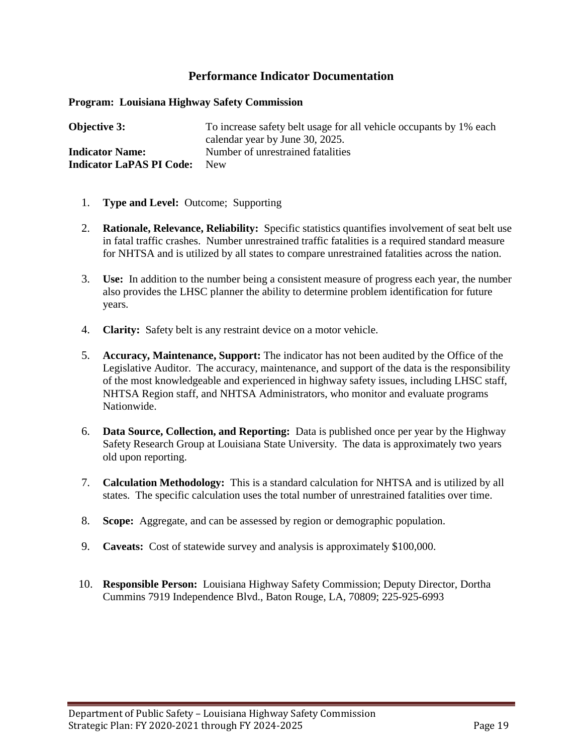## Performance Indicator Documentation

**Program: Louisiana Highway Safety Commission**

**Objective 3:** To increase safety belt usage for all vehicle occupants by 1% each calendar year by June 30, 2025.
**Indicator Name:** Number of unrestrained fatalities
**Indicator LaPAS PI Code:** New

1. **Type and Level:** Outcome; Supporting

2. **Rationale, Relevance, Reliability:** Specific statistics quantifies involvement of seat belt use in fatal traffic crashes. Number unrestrained traffic fatalities is a required standard measure for NHTSA and is utilized by all states to compare unrestrained fatalities across the nation.

3. **Use:** In addition to the number being a consistent measure of progress each year, the number also provides the LHSC planner the ability to determine problem identification for future years.

4. **Clarity:** Safety belt is any restraint device on a motor vehicle.

5. **Accuracy, Maintenance, Support:** The indicator has not been audited by the Office of the Legislative Auditor. The accuracy, maintenance, and support of the data is the responsibility of the most knowledgeable and experienced in highway safety issues, including LHSC staff, NHTSA Region staff, and NHTSA Administrators, who monitor and evaluate programs Nationwide.

6. **Data Source, Collection, and Reporting:** Data is published once per year by the Highway Safety Research Group at Louisiana State University. The data is approximately two years old upon reporting.

7. **Calculation Methodology:** This is a standard calculation for NHTSA and is utilized by all states. The specific calculation uses the total number of unrestrained fatalities over time.

8. **Scope:** Aggregate, and can be assessed by region or demographic population.

9. **Caveats:** Cost of statewide survey and analysis is approximately $100,000.

10. **Responsible Person:** Louisiana Highway Safety Commission; Deputy Director, Dortha Cummins 7919 Independence Blvd., Baton Rouge, LA, 70809; 225-925-6993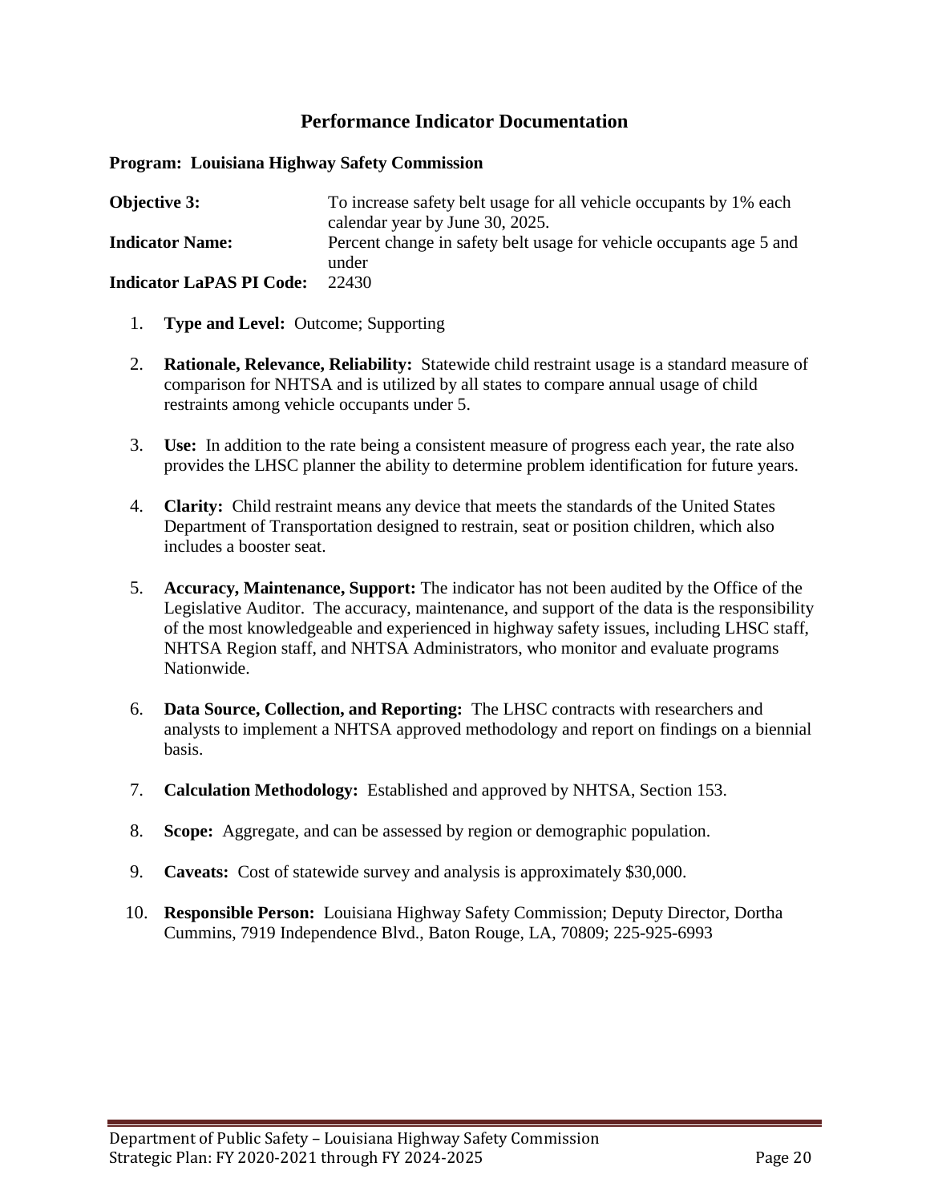## Performance Indicator Documentation

**Program: Louisiana Highway Safety Commission**

**Objective 3:** To increase safety belt usage for all vehicle occupants by 1% each calendar year by June 30, 2025.

**Indicator Name:** Percent change in safety belt usage for vehicle occupants age 5 and under

**Indicator LaPAS PI Code:** 22430

1. **Type and Level:** Outcome; Supporting

2. **Rationale, Relevance, Reliability:** Statewide child restraint usage is a standard measure of comparison for NHTSA and is utilized by all states to compare annual usage of child restraints among vehicle occupants under 5.

3. **Use:** In addition to the rate being a consistent measure of progress each year, the rate also provides the LHSC planner the ability to determine problem identification for future years.

4. **Clarity:** Child restraint means any device that meets the standards of the United States Department of Transportation designed to restrain, seat or position children, which also includes a booster seat.

5. **Accuracy, Maintenance, Support:** The indicator has not been audited by the Office of the Legislative Auditor. The accuracy, maintenance, and support of the data is the responsibility of the most knowledgeable and experienced in highway safety issues, including LHSC staff, NHTSA Region staff, and NHTSA Administrators, who monitor and evaluate programs Nationwide.

6. **Data Source, Collection, and Reporting:** The LHSC contracts with researchers and analysts to implement a NHTSA approved methodology and report on findings on a biennial basis.

7. **Calculation Methodology:** Established and approved by NHTSA, Section 153.

8. **Scope:** Aggregate, and can be assessed by region or demographic population.

9. **Caveats:** Cost of statewide survey and analysis is approximately $30,000.

10. **Responsible Person:** Louisiana Highway Safety Commission; Deputy Director, Dortha Cummins, 7919 Independence Blvd., Baton Rouge, LA, 70809; 225-925-6993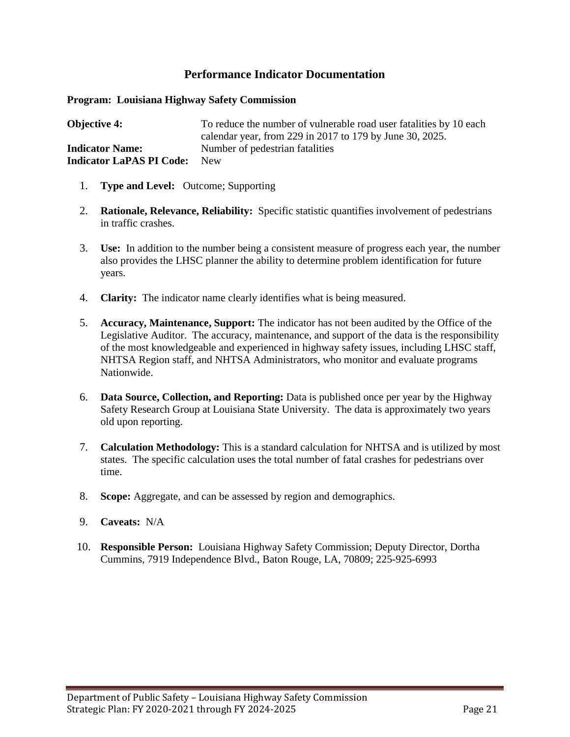## Performance Indicator Documentation

**Program: Louisiana Highway Safety Commission**

**Objective 4:** To reduce the number of vulnerable road user fatalities by 10 each calendar year, from 229 in 2017 to 179 by June 30, 2025.

**Indicator Name:** Number of pedestrian fatalities

**Indicator LaPAS PI Code:** New

1. **Type and Level:** Outcome; Supporting

2. **Rationale, Relevance, Reliability:** Specific statistic quantifies involvement of pedestrians in traffic crashes.

3. **Use:** In addition to the number being a consistent measure of progress each year, the number also provides the LHSC planner the ability to determine problem identification for future years.

4. **Clarity:** The indicator name clearly identifies what is being measured.

5. **Accuracy, Maintenance, Support:** The indicator has not been audited by the Office of the Legislative Auditor. The accuracy, maintenance, and support of the data is the responsibility of the most knowledgeable and experienced in highway safety issues, including LHSC staff, NHTSA Region staff, and NHTSA Administrators, who monitor and evaluate programs Nationwide.

6. **Data Source, Collection, and Reporting:** Data is published once per year by the Highway Safety Research Group at Louisiana State University. The data is approximately two years old upon reporting.

7. **Calculation Methodology:** This is a standard calculation for NHTSA and is utilized by most states. The specific calculation uses the total number of fatal crashes for pedestrians over time.

8. **Scope:** Aggregate, and can be assessed by region and demographics.

9. **Caveats:** N/A

10. **Responsible Person:** Louisiana Highway Safety Commission; Deputy Director, Dortha Cummins, 7919 Independence Blvd., Baton Rouge, LA, 70809; 225-925-6993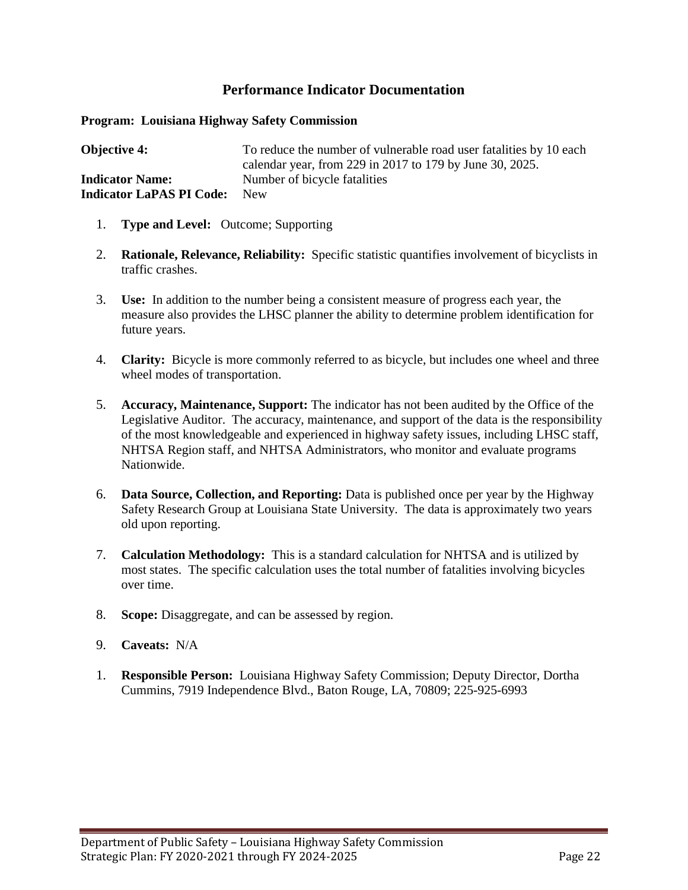## Performance Indicator Documentation

**Program: Louisiana Highway Safety Commission**

**Objective 4:** To reduce the number of vulnerable road user fatalities by 10 each calendar year, from 229 in 2017 to 179 by June 30, 2025.
**Indicator Name:** Number of bicycle fatalities
**Indicator LaPAS PI Code:** New

1. **Type and Level:** Outcome; Supporting

2. **Rationale, Relevance, Reliability:** Specific statistic quantifies involvement of bicyclists in traffic crashes.

3. **Use:** In addition to the number being a consistent measure of progress each year, the measure also provides the LHSC planner the ability to determine problem identification for future years.

4. **Clarity:** Bicycle is more commonly referred to as bicycle, but includes one wheel and three wheel modes of transportation.

5. **Accuracy, Maintenance, Support:** The indicator has not been audited by the Office of the Legislative Auditor. The accuracy, maintenance, and support of the data is the responsibility of the most knowledgeable and experienced in highway safety issues, including LHSC staff, NHTSA Region staff, and NHTSA Administrators, who monitor and evaluate programs Nationwide.

6. **Data Source, Collection, and Reporting:** Data is published once per year by the Highway Safety Research Group at Louisiana State University. The data is approximately two years old upon reporting.

7. **Calculation Methodology:** This is a standard calculation for NHTSA and is utilized by most states. The specific calculation uses the total number of fatalities involving bicycles over time.

8. **Scope:** Disaggregate, and can be assessed by region.

9. **Caveats:** N/A

1. **Responsible Person:** Louisiana Highway Safety Commission; Deputy Director, Dortha Cummins, 7919 Independence Blvd., Baton Rouge, LA, 70809; 225-925-6993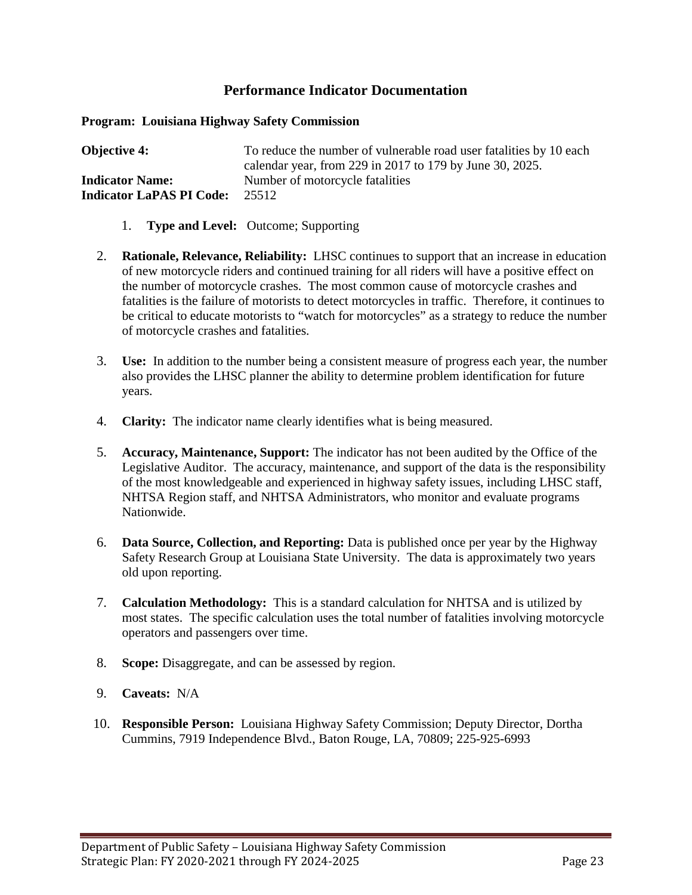## Performance Indicator Documentation

**Program: Louisiana Highway Safety Commission**

**Objective 4:** To reduce the number of vulnerable road user fatalities by 10 each calendar year, from 229 in 2017 to 179 by June 30, 2025.
**Indicator Name:** Number of motorcycle fatalities
**Indicator LaPAS PI Code:** 25512

1. **Type and Level:** Outcome; Supporting

2. **Rationale, Relevance, Reliability:** LHSC continues to support that an increase in education of new motorcycle riders and continued training for all riders will have a positive effect on the number of motorcycle crashes. The most common cause of motorcycle crashes and fatalities is the failure of motorists to detect motorcycles in traffic. Therefore, it continues to be critical to educate motorists to "watch for motorcycles" as a strategy to reduce the number of motorcycle crashes and fatalities.

3. **Use:** In addition to the number being a consistent measure of progress each year, the number also provides the LHSC planner the ability to determine problem identification for future years.

4. **Clarity:** The indicator name clearly identifies what is being measured.

5. **Accuracy, Maintenance, Support:** The indicator has not been audited by the Office of the Legislative Auditor. The accuracy, maintenance, and support of the data is the responsibility of the most knowledgeable and experienced in highway safety issues, including LHSC staff, NHTSA Region staff, and NHTSA Administrators, who monitor and evaluate programs Nationwide.

6. **Data Source, Collection, and Reporting:** Data is published once per year by the Highway Safety Research Group at Louisiana State University. The data is approximately two years old upon reporting.

7. **Calculation Methodology:** This is a standard calculation for NHTSA and is utilized by most states. The specific calculation uses the total number of fatalities involving motorcycle operators and passengers over time.

8. **Scope:** Disaggregate, and can be assessed by region.

9. **Caveats:** N/A

10. **Responsible Person:** Louisiana Highway Safety Commission; Deputy Director, Dortha Cummins, 7919 Independence Blvd., Baton Rouge, LA, 70809; 225-925-6993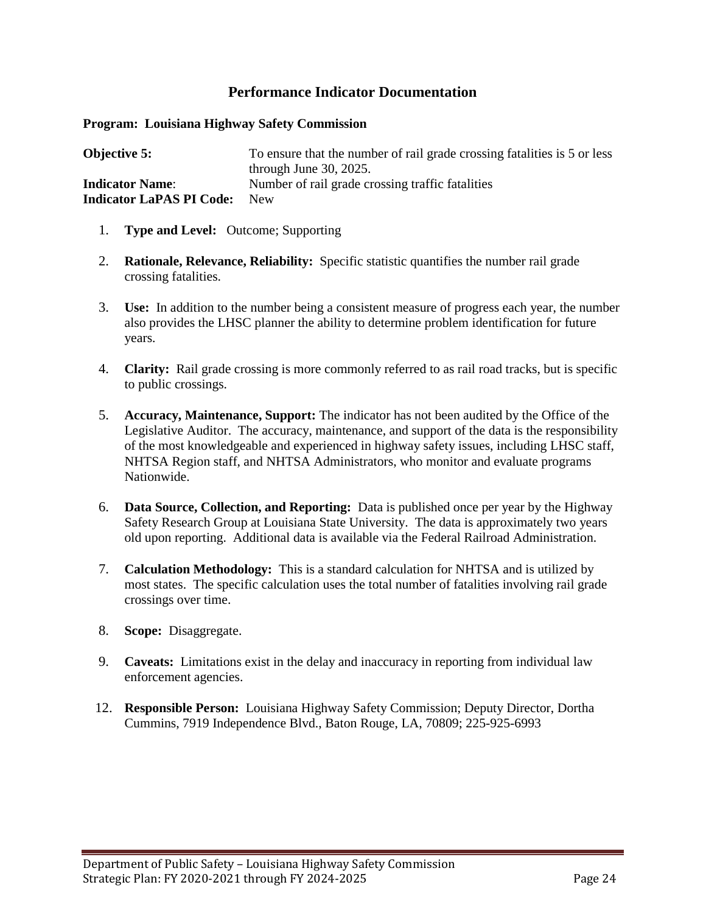## Performance Indicator Documentation

**Program: Louisiana Highway Safety Commission**

**Objective 5:** To ensure that the number of rail grade crossing fatalities is 5 or less through June 30, 2025.
**Indicator Name**: Number of rail grade crossing traffic fatalities
**Indicator LaPAS PI Code:** New

1. **Type and Level:** Outcome; Supporting

2. **Rationale, Relevance, Reliability:** Specific statistic quantifies the number rail grade crossing fatalities.

3. **Use:** In addition to the number being a consistent measure of progress each year, the number also provides the LHSC planner the ability to determine problem identification for future years.

4. **Clarity:** Rail grade crossing is more commonly referred to as rail road tracks, but is specific to public crossings.

5. **Accuracy, Maintenance, Support:** The indicator has not been audited by the Office of the Legislative Auditor. The accuracy, maintenance, and support of the data is the responsibility of the most knowledgeable and experienced in highway safety issues, including LHSC staff, NHTSA Region staff, and NHTSA Administrators, who monitor and evaluate programs Nationwide.

6. **Data Source, Collection, and Reporting:** Data is published once per year by the Highway Safety Research Group at Louisiana State University. The data is approximately two years old upon reporting. Additional data is available via the Federal Railroad Administration.

7. **Calculation Methodology:** This is a standard calculation for NHTSA and is utilized by most states. The specific calculation uses the total number of fatalities involving rail grade crossings over time.

8. **Scope:** Disaggregate.

9. **Caveats:** Limitations exist in the delay and inaccuracy in reporting from individual law enforcement agencies.

12. **Responsible Person:** Louisiana Highway Safety Commission; Deputy Director, Dortha Cummins, 7919 Independence Blvd., Baton Rouge, LA, 70809; 225-925-6993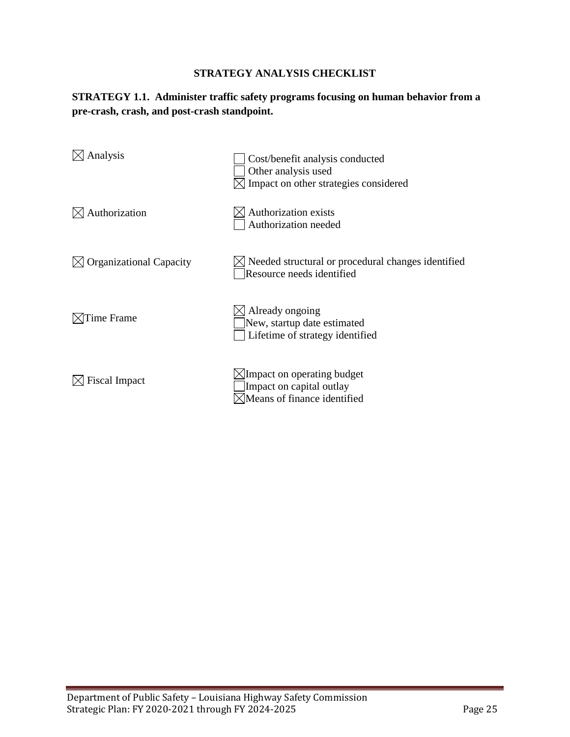## STRATEGY ANALYSIS CHECKLIST

**STRATEGY 1.1. Administer traffic safety programs focusing on human behavior from a pre-crash, crash, and post-crash standpoint.**

| | |
|---|---|
| ☒ Analysis | ☐ Cost/benefit analysis conducted<br>☐ Other analysis used<br>☒ Impact on other strategies considered |
| ☒ Authorization | ☒ Authorization exists<br>☐ Authorization needed |
| ☒ Organizational Capacity | ☒ Needed structural or procedural changes identified<br>☐ Resource needs identified |
| ☒ Time Frame | ☒ Already ongoing<br>☐ New, startup date estimated<br>☐ Lifetime of strategy identified |
| ☒ Fiscal Impact | ☒ Impact on operating budget<br>☐ Impact on capital outlay<br>☒ Means of finance identified |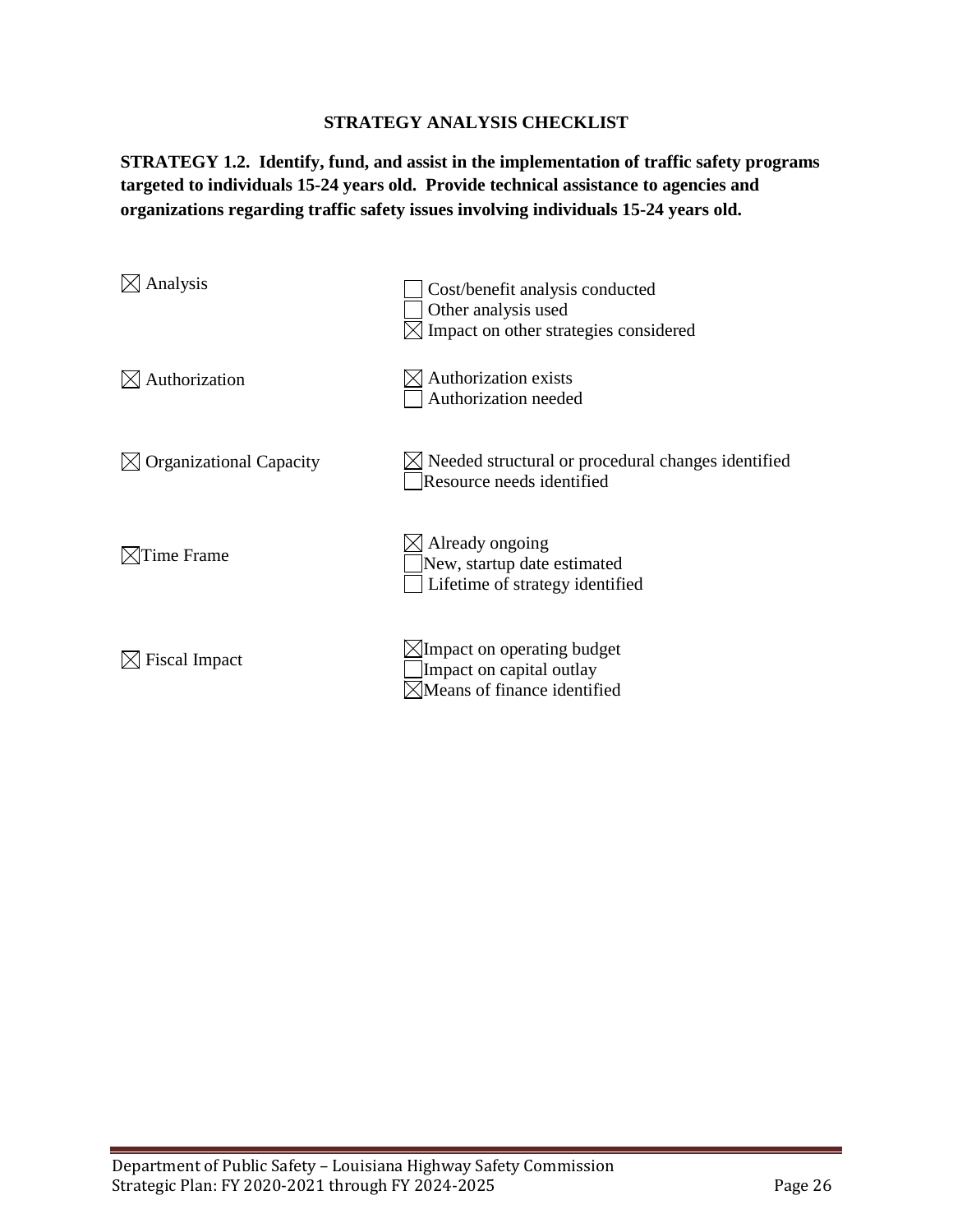**STRATEGY ANALYSIS CHECKLIST**

**STRATEGY 1.2. Identify, fund, and assist in the implementation of traffic safety programs targeted to individuals 15-24 years old. Provide technical assistance to agencies and organizations regarding traffic safety issues involving individuals 15-24 years old.**

| | |
|---|---|
| ☒ Analysis | ☐ Cost/benefit analysis conducted<br>☐ Other analysis used<br>☒ Impact on other strategies considered |
| ☒ Authorization | ☒ Authorization exists<br>☐ Authorization needed |
| ☒ Organizational Capacity | ☒ Needed structural or procedural changes identified<br>☐ Resource needs identified |
| ☒ Time Frame | ☒ Already ongoing<br>☐ New, startup date estimated<br>☐ Lifetime of strategy identified |
| ☒ Fiscal Impact | ☒ Impact on operating budget<br>☐ Impact on capital outlay<br>☒ Means of finance identified |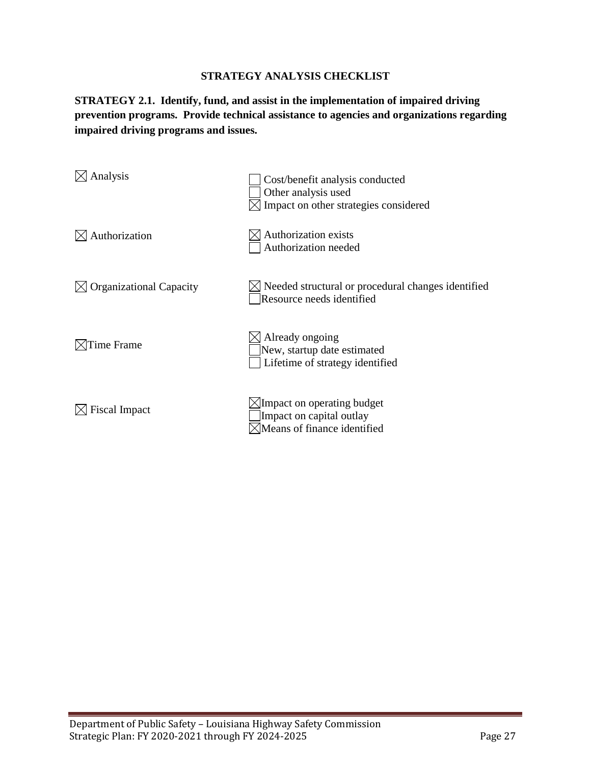**STRATEGY ANALYSIS CHECKLIST**

**STRATEGY 2.1. Identify, fund, and assist in the implementation of impaired driving prevention programs. Provide technical assistance to agencies and organizations regarding impaired driving programs and issues.**

| | |
|---|---|
| ☒ Analysis | ☐ Cost/benefit analysis conducted<br>☐ Other analysis used<br>☒ Impact on other strategies considered |
| ☒ Authorization | ☒ Authorization exists<br>☐ Authorization needed |
| ☒ Organizational Capacity | ☒ Needed structural or procedural changes identified<br>☐ Resource needs identified |
| ☒ Time Frame | ☒ Already ongoing<br>☐ New, startup date estimated<br>☐ Lifetime of strategy identified |
| ☒ Fiscal Impact | ☒ Impact on operating budget<br>☐ Impact on capital outlay<br>☒ Means of finance identified |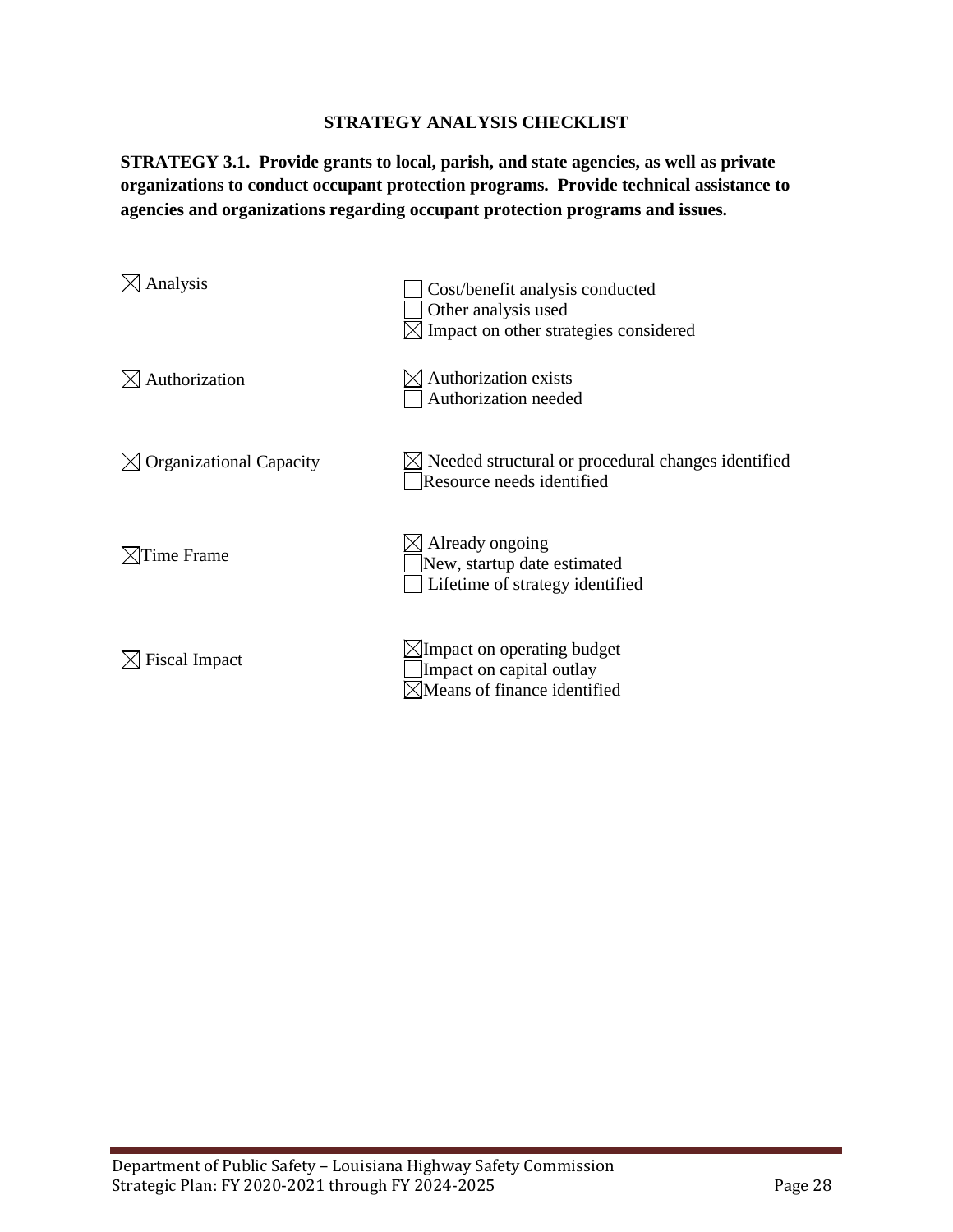### STRATEGY ANALYSIS CHECKLIST

**STRATEGY 3.1. Provide grants to local, parish, and state agencies, as well as private organizations to conduct occupant protection programs. Provide technical assistance to agencies and organizations regarding occupant protection programs and issues.**

| | |
|---|---|
| ☒ Analysis | ☐ Cost/benefit analysis conducted<br>☐ Other analysis used<br>☒ Impact on other strategies considered |
| ☒ Authorization | ☒ Authorization exists<br>☐ Authorization needed |
| ☒ Organizational Capacity | ☒ Needed structural or procedural changes identified<br>☐ Resource needs identified |
| ☒ Time Frame | ☒ Already ongoing<br>☐ New, startup date estimated<br>☐ Lifetime of strategy identified |
| ☒ Fiscal Impact | ☒ Impact on operating budget<br>☐ Impact on capital outlay<br>☒ Means of finance identified |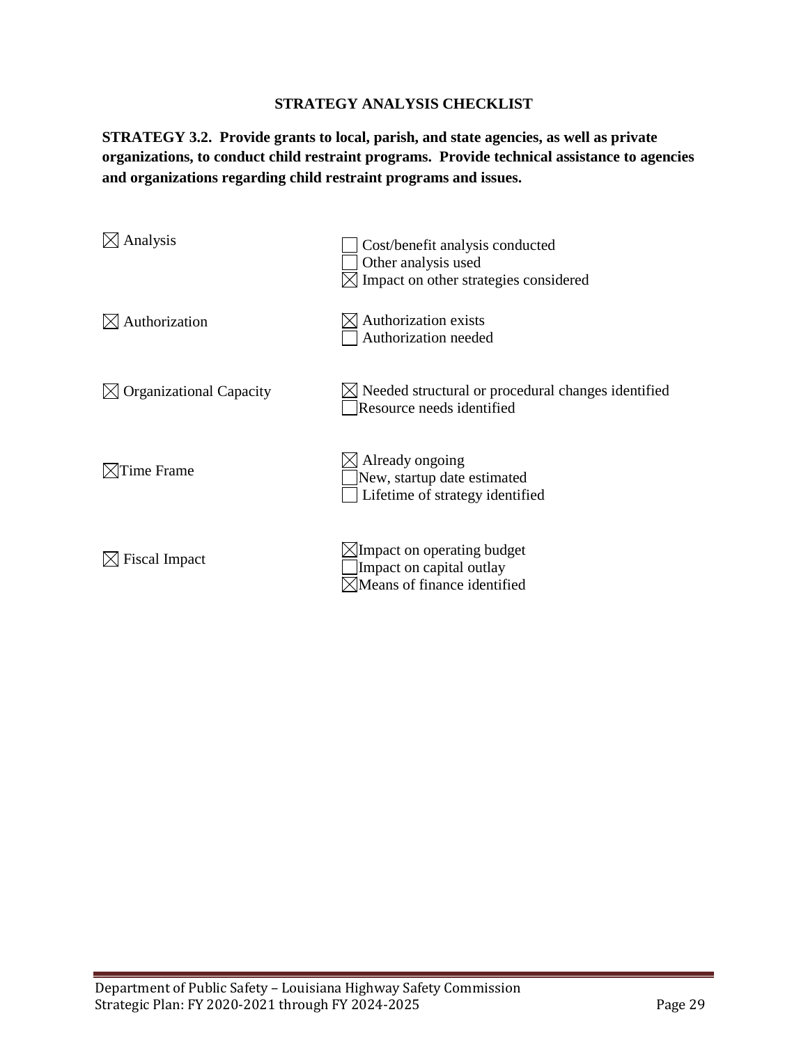**STRATEGY ANALYSIS CHECKLIST**

**STRATEGY 3.2. Provide grants to local, parish, and state agencies, as well as private organizations, to conduct child restraint programs. Provide technical assistance to agencies and organizations regarding child restraint programs and issues.**

| | |
|---|---|
| ☒ Analysis | ☐ Cost/benefit analysis conducted<br>☐ Other analysis used<br>☒ Impact on other strategies considered |
| ☒ Authorization | ☒ Authorization exists<br>☐ Authorization needed |
| ☒ Organizational Capacity | ☒ Needed structural or procedural changes identified<br>☐ Resource needs identified |
| ☒ Time Frame | ☒ Already ongoing<br>☐ New, startup date estimated<br>☐ Lifetime of strategy identified |
| ☒ Fiscal Impact | ☒ Impact on operating budget<br>☐ Impact on capital outlay<br>☒ Means of finance identified |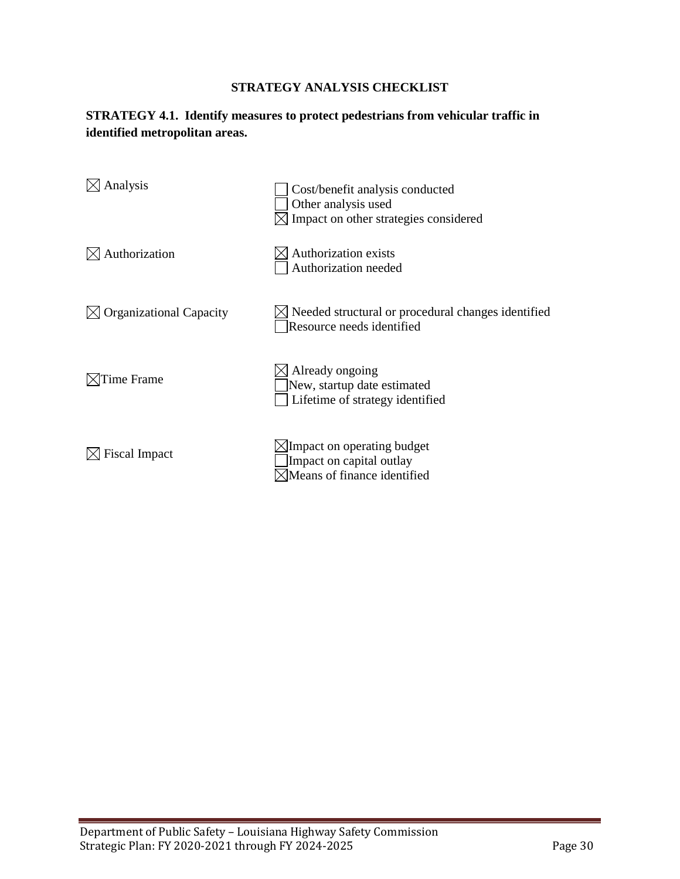**STRATEGY ANALYSIS CHECKLIST**

**STRATEGY 4.1. Identify measures to protect pedestrians from vehicular traffic in identified metropolitan areas.**

| | |
|---|---|
| ☒ Analysis | ☐ Cost/benefit analysis conducted<br>☐ Other analysis used<br>☒ Impact on other strategies considered |
| ☒ Authorization | ☒ Authorization exists<br>☐ Authorization needed |
| ☒ Organizational Capacity | ☒ Needed structural or procedural changes identified<br>☐ Resource needs identified |
| ☒ Time Frame | ☒ Already ongoing<br>☐ New, startup date estimated<br>☐ Lifetime of strategy identified |
| ☒ Fiscal Impact | ☒ Impact on operating budget<br>☐ Impact on capital outlay<br>☒ Means of finance identified |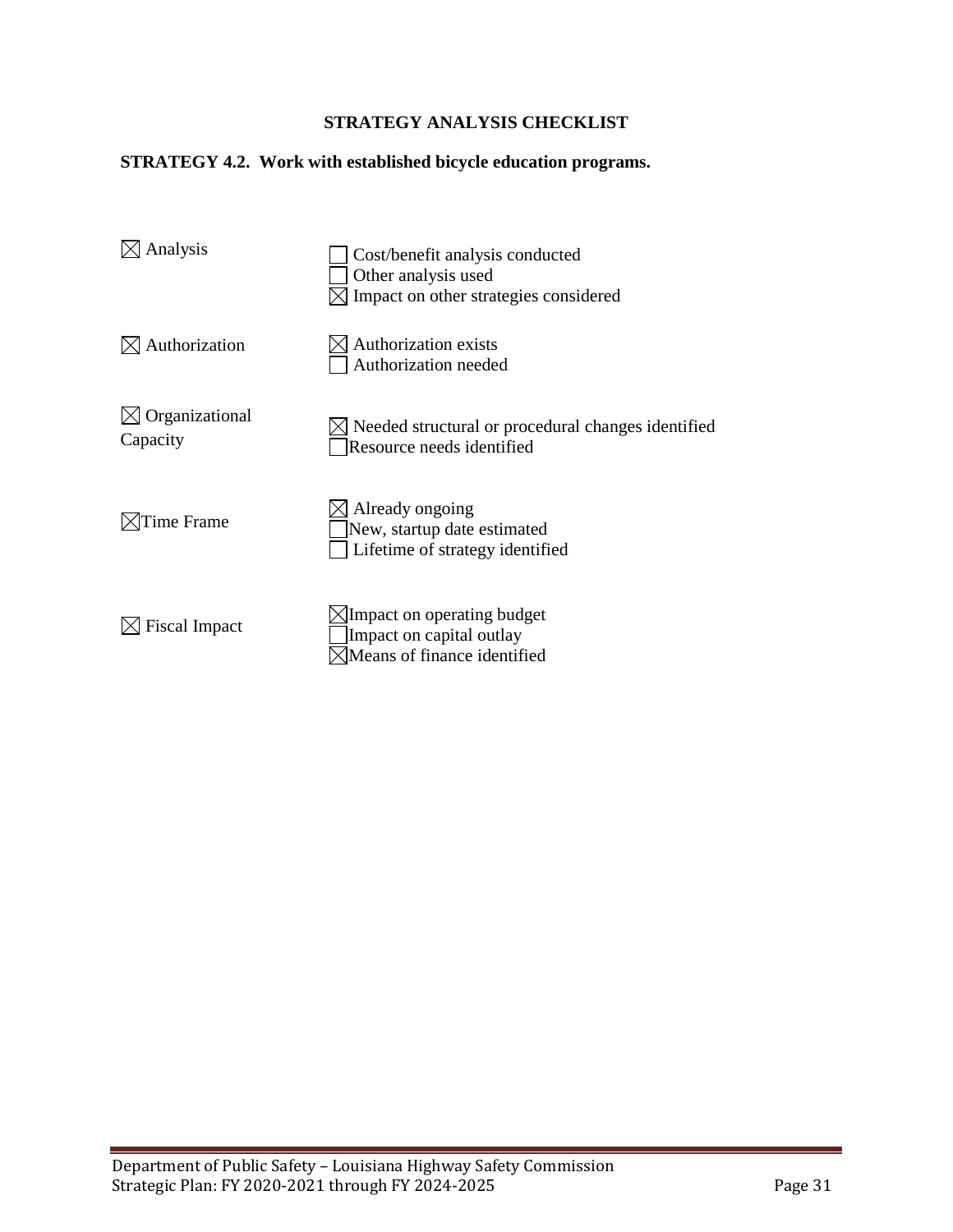### STRATEGY ANALYSIS CHECKLIST

**STRATEGY 4.2. Work with established bicycle education programs.**

☒ Analysis

- ☐ Cost/benefit analysis conducted
- ☐ Other analysis used
- ☒ Impact on other strategies considered

☒ Authorization

- ☒ Authorization exists
- ☐ Authorization needed

☒ Organizational Capacity

- ☒ Needed structural or procedural changes identified
- ☐ Resource needs identified

☒ Time Frame

- ☒ Already ongoing
- ☐ New, startup date estimated
- ☐ Lifetime of strategy identified

☒ Fiscal Impact

- ☒ Impact on operating budget
- ☐ Impact on capital outlay
- ☒ Means of finance identified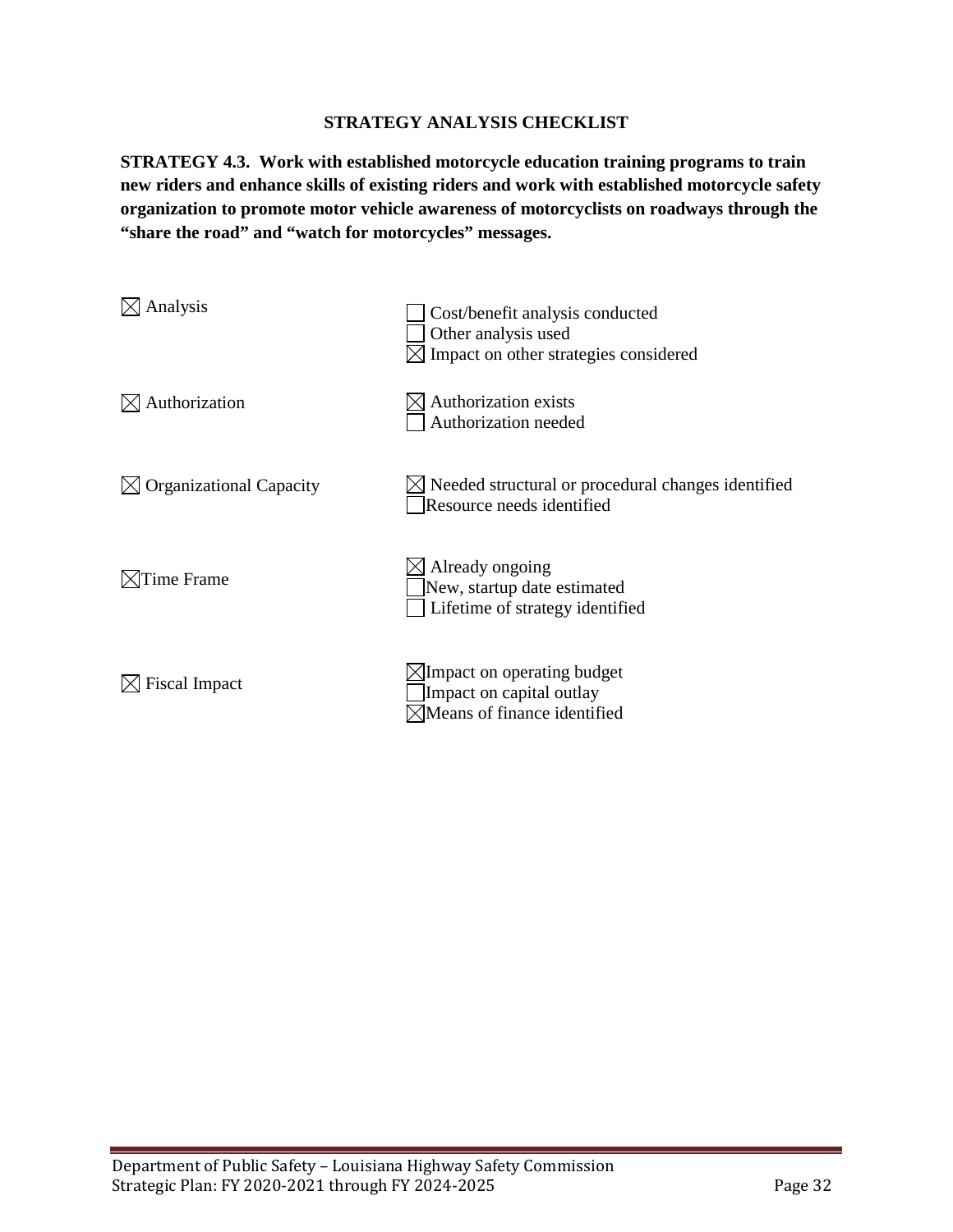**STRATEGY ANALYSIS CHECKLIST**

**STRATEGY 4.3. Work with established motorcycle education training programs to train new riders and enhance skills of existing riders and work with established motorcycle safety organization to promote motor vehicle awareness of motorcyclists on roadways through the "share the road" and "watch for motorcycles" messages.**

| | |
|---|---|
| ☒ Analysis | ☐ Cost/benefit analysis conducted<br>☐ Other analysis used<br>☒ Impact on other strategies considered |
| ☒ Authorization | ☒ Authorization exists<br>☐ Authorization needed |
| ☒ Organizational Capacity | ☒ Needed structural or procedural changes identified<br>☐ Resource needs identified |
| ☒ Time Frame | ☒ Already ongoing<br>☐ New, startup date estimated<br>☐ Lifetime of strategy identified |
| ☒ Fiscal Impact | ☒ Impact on operating budget<br>☐ Impact on capital outlay<br>☒ Means of finance identified |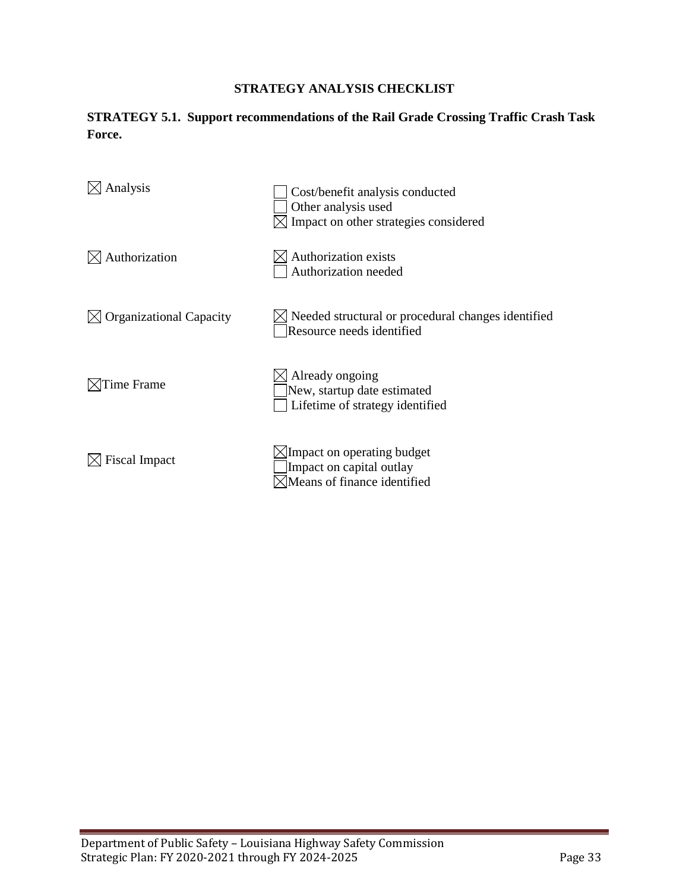**STRATEGY ANALYSIS CHECKLIST**

**STRATEGY 5.1. Support recommendations of the Rail Grade Crossing Traffic Crash Task Force.**

| | |
|---|---|
| ☒ Analysis | ☐ Cost/benefit analysis conducted<br>☐ Other analysis used<br>☒ Impact on other strategies considered |
| ☒ Authorization | ☒ Authorization exists<br>☐ Authorization needed |
| ☒ Organizational Capacity | ☒ Needed structural or procedural changes identified<br>☐ Resource needs identified |
| ☒ Time Frame | ☒ Already ongoing<br>☐ New, startup date estimated<br>☐ Lifetime of strategy identified |
| ☒ Fiscal Impact | ☒ Impact on operating budget<br>☐ Impact on capital outlay<br>☒ Means of finance identified |